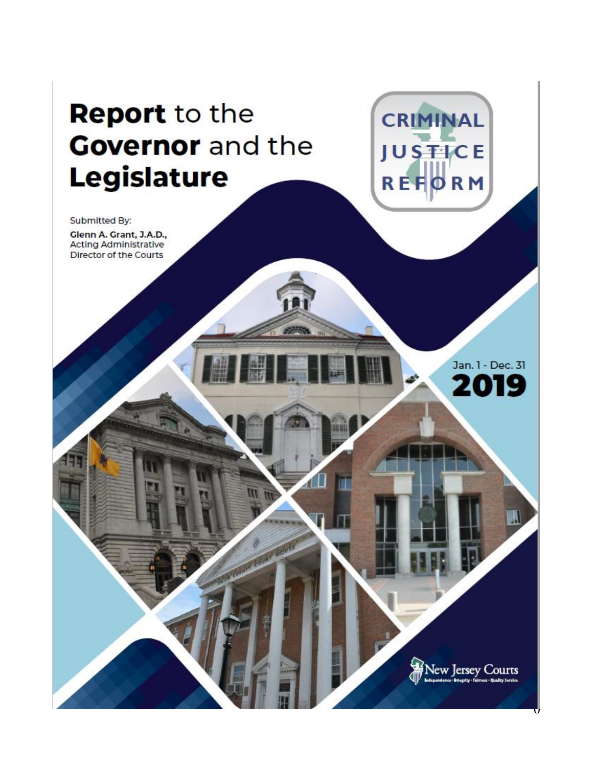# **Report** to the **Governor** and the **Legislature**

CRIMINAL JUSTICE REFORM

Submitted By:

**Glenn A. Grant, J.A.D.,**
Acting Administrative Director of the Courts

Jan. 1 - Dec. 31

**2019**

New Jersey Courts
Independence • Integrity • Fairness • Quality Service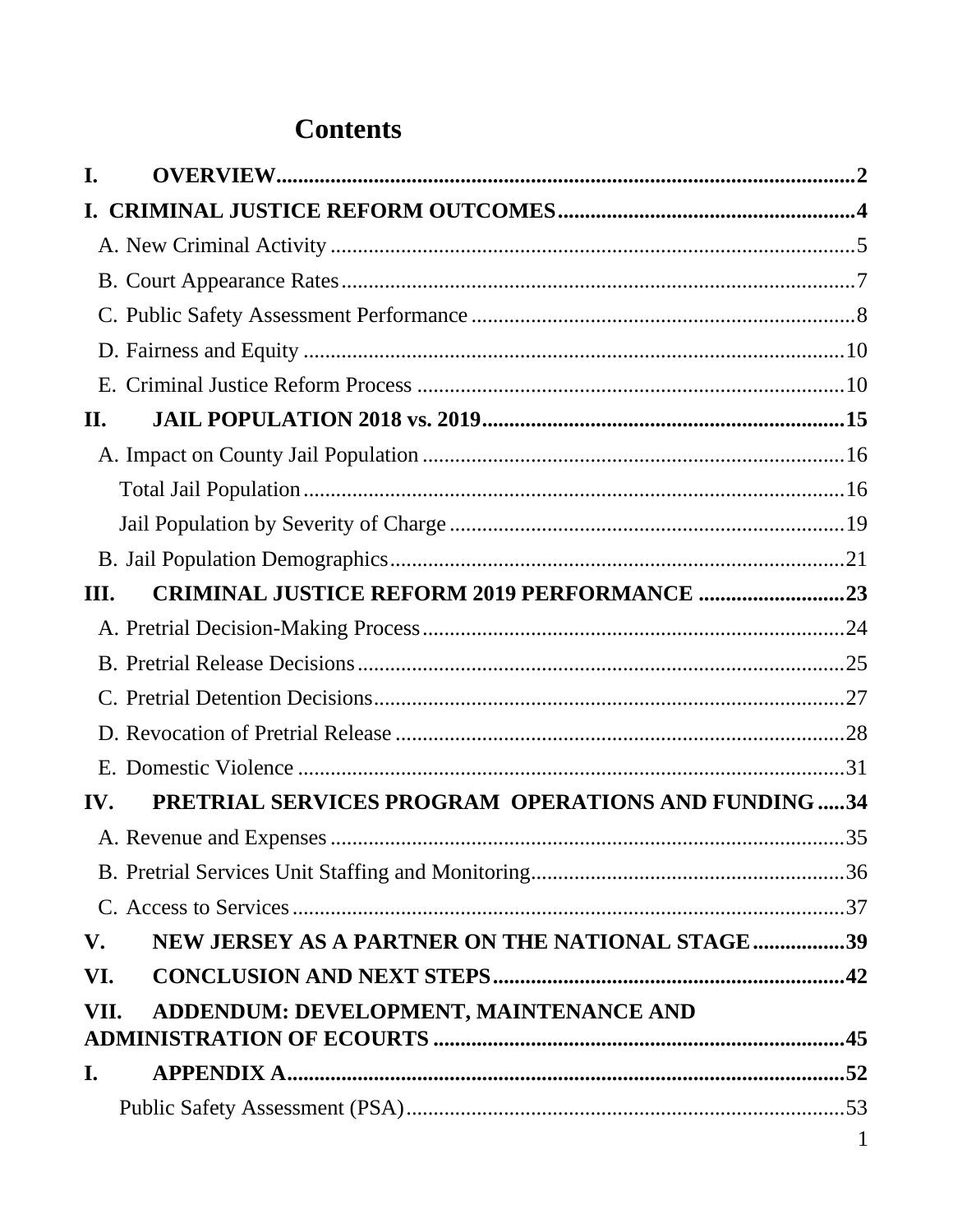# Contents

**I. OVERVIEW** .......... **2**

**I. CRIMINAL JUSTICE REFORM OUTCOMES** .......... **4**

- A. New Criminal Activity .......... 5
- B. Court Appearance Rates .......... 7
- C. Public Safety Assessment Performance .......... 8
- D. Fairness and Equity .......... 10
- E. Criminal Justice Reform Process .......... 10

**II. JAIL POPULATION 2018 vs. 2019** .......... **15**

- A. Impact on County Jail Population .......... 16
  - Total Jail Population .......... 16
  - Jail Population by Severity of Charge .......... 19
- B. Jail Population Demographics .......... 21

**III. CRIMINAL JUSTICE REFORM 2019 PERFORMANCE** .......... **23**

- A. Pretrial Decision-Making Process .......... 24
- B. Pretrial Release Decisions .......... 25
- C. Pretrial Detention Decisions .......... 27
- D. Revocation of Pretrial Release .......... 28
- E. Domestic Violence .......... 31

**IV. PRETRIAL SERVICES PROGRAM OPERATIONS AND FUNDING** .......... **34**

- A. Revenue and Expenses .......... 35
- B. Pretrial Services Unit Staffing and Monitoring .......... 36
- C. Access to Services .......... 37

**V. NEW JERSEY AS A PARTNER ON THE NATIONAL STAGE** .......... **39**

**VI. CONCLUSION AND NEXT STEPS** .......... **42**

**VII. ADDENDUM: DEVELOPMENT, MAINTENANCE AND ADMINISTRATION OF ECOURTS** .......... **45**

**I. APPENDIX A** .......... **52**

- Public Safety Assessment (PSA) .......... 53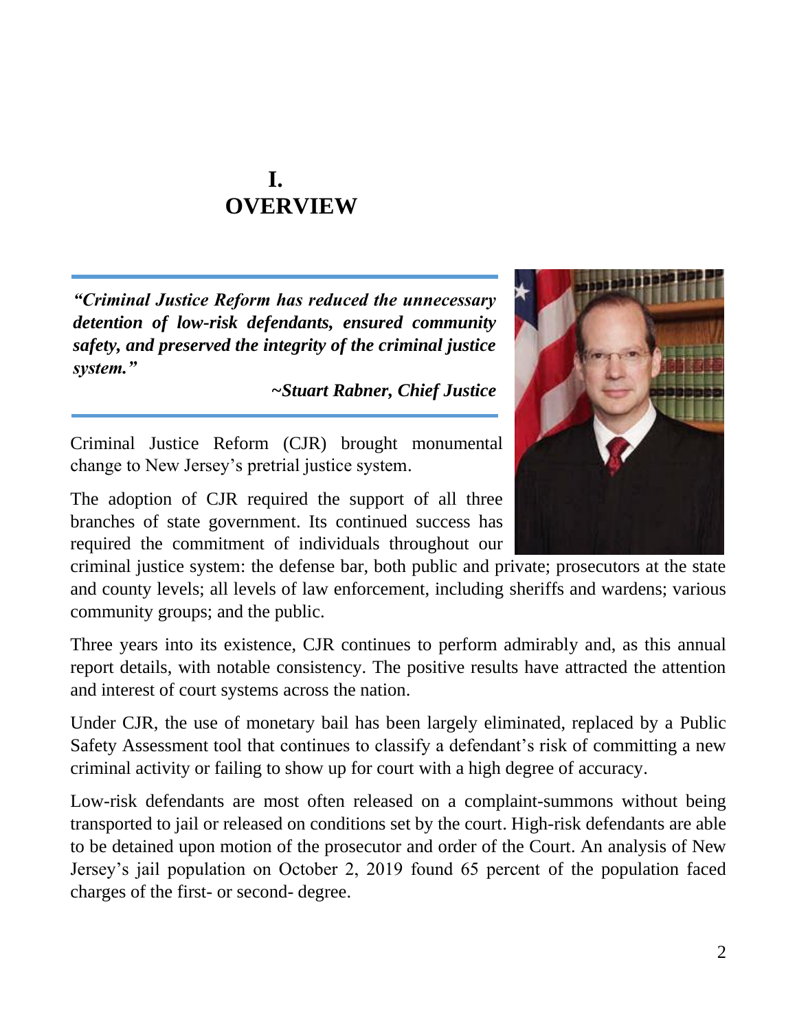# I. OVERVIEW

> ***"Criminal Justice Reform has reduced the unnecessary detention of low-risk defendants, ensured community safety, and preserved the integrity of the criminal justice system."***
>
> ***~Stuart Rabner, Chief Justice***

Criminal Justice Reform (CJR) brought monumental change to New Jersey's pretrial justice system.

The adoption of CJR required the support of all three branches of state government. Its continued success has required the commitment of individuals throughout our criminal justice system: the defense bar, both public and private; prosecutors at the state and county levels; all levels of law enforcement, including sheriffs and wardens; various community groups; and the public.

Three years into its existence, CJR continues to perform admirably and, as this annual report details, with notable consistency. The positive results have attracted the attention and interest of court systems across the nation.

Under CJR, the use of monetary bail has been largely eliminated, replaced by a Public Safety Assessment tool that continues to classify a defendant's risk of committing a new criminal activity or failing to show up for court with a high degree of accuracy.

Low-risk defendants are most often released on a complaint-summons without being transported to jail or released on conditions set by the court. High-risk defendants are able to be detained upon motion of the prosecutor and order of the Court. An analysis of New Jersey's jail population on October 2, 2019 found 65 percent of the population faced charges of the first- or second- degree.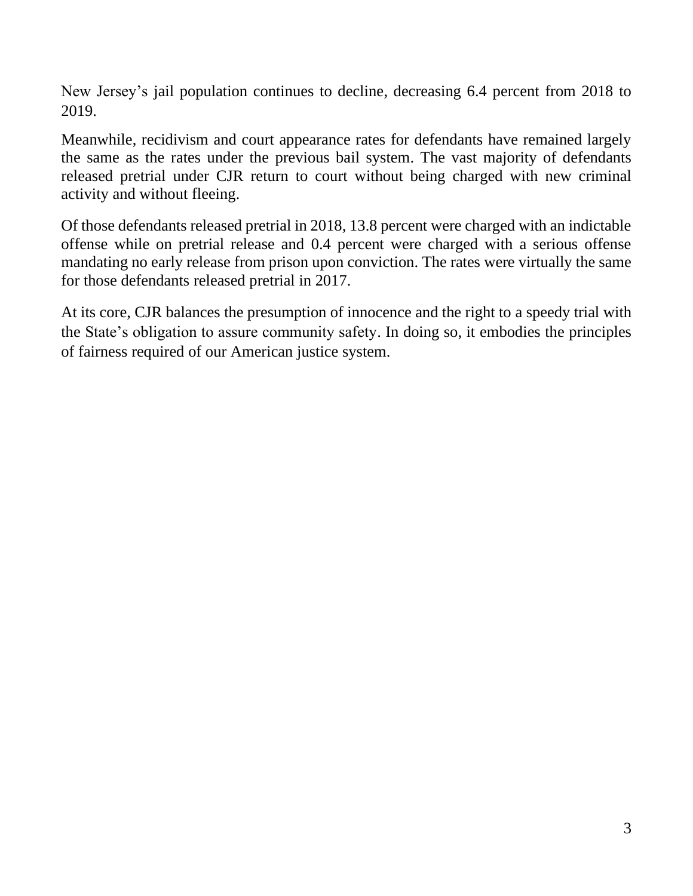New Jersey's jail population continues to decline, decreasing 6.4 percent from 2018 to 2019.

Meanwhile, recidivism and court appearance rates for defendants have remained largely the same as the rates under the previous bail system. The vast majority of defendants released pretrial under CJR return to court without being charged with new criminal activity and without fleeing.

Of those defendants released pretrial in 2018, 13.8 percent were charged with an indictable offense while on pretrial release and 0.4 percent were charged with a serious offense mandating no early release from prison upon conviction. The rates were virtually the same for those defendants released pretrial in 2017.

At its core, CJR balances the presumption of innocence and the right to a speedy trial with the State's obligation to assure community safety. In doing so, it embodies the principles of fairness required of our American justice system.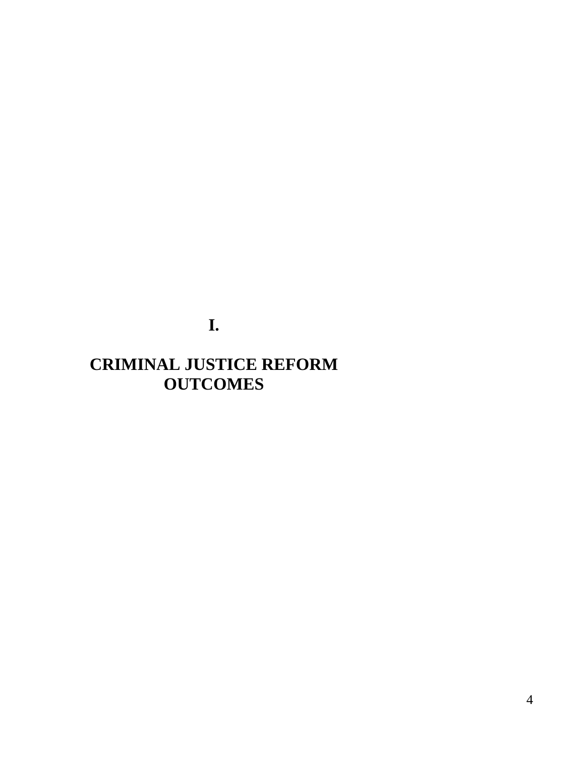# I.

# CRIMINAL JUSTICE REFORM OUTCOMES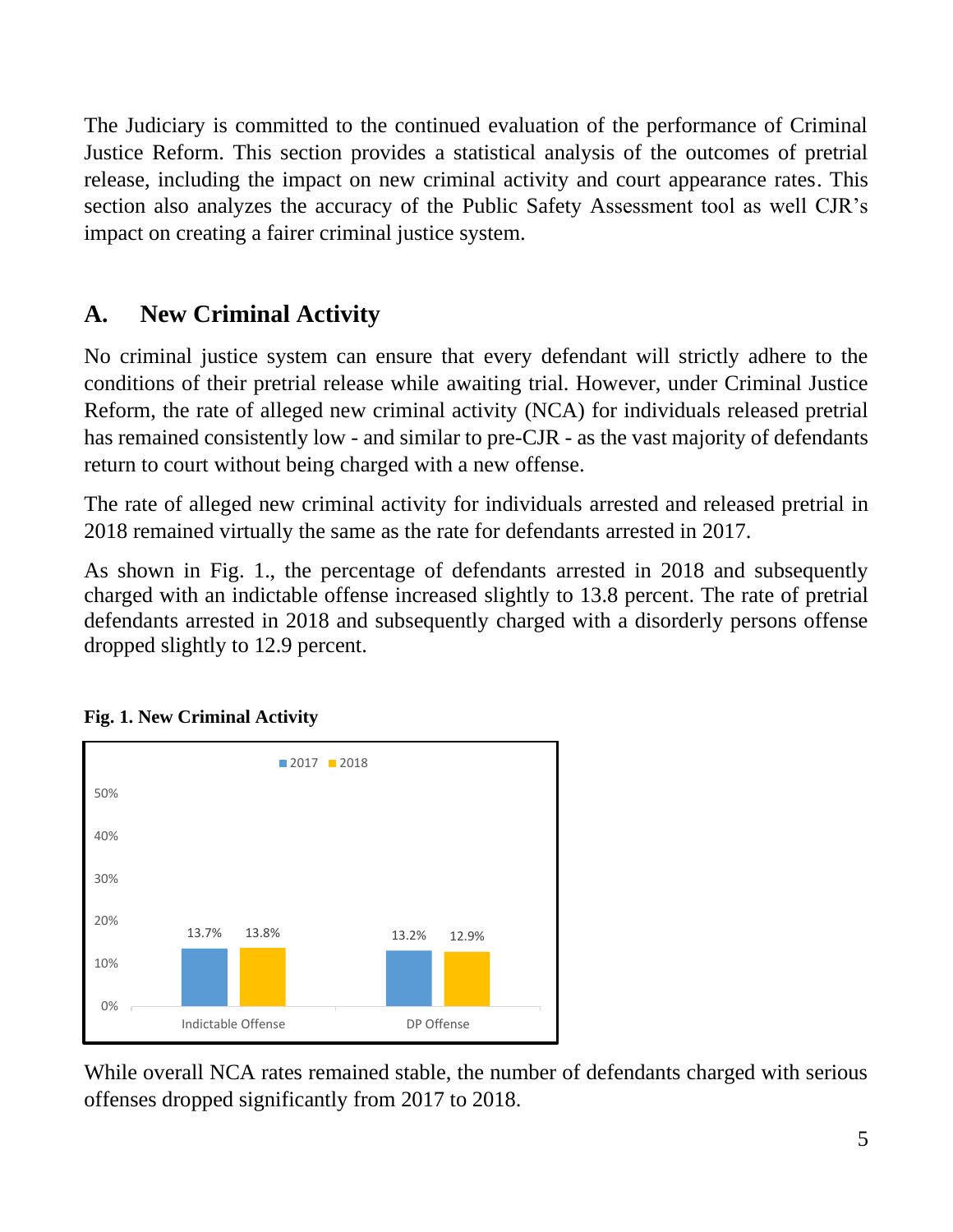The Judiciary is committed to the continued evaluation of the performance of Criminal Justice Reform. This section provides a statistical analysis of the outcomes of pretrial release, including the impact on new criminal activity and court appearance rates. This section also analyzes the accuracy of the Public Safety Assessment tool as well CJR's impact on creating a fairer criminal justice system.

## A. New Criminal Activity

No criminal justice system can ensure that every defendant will strictly adhere to the conditions of their pretrial release while awaiting trial. However, under Criminal Justice Reform, the rate of alleged new criminal activity (NCA) for individuals released pretrial has remained consistently low - and similar to pre-CJR - as the vast majority of defendants return to court without being charged with a new offense.

The rate of alleged new criminal activity for individuals arrested and released pretrial in 2018 remained virtually the same as the rate for defendants arrested in 2017.

As shown in Fig. 1., the percentage of defendants arrested in 2018 and subsequently charged with an indictable offense increased slightly to 13.8 percent. The rate of pretrial defendants arrested in 2018 and subsequently charged with a disorderly persons offense dropped slightly to 12.9 percent.

**Fig. 1. New Criminal Activity**

| | 2017 | 2018 |
|---|---|---|
| Indictable Offense | 13.7% | 13.8% |
| DP Offense | 13.2% | 12.9% |

While overall NCA rates remained stable, the number of defendants charged with serious offenses dropped significantly from 2017 to 2018.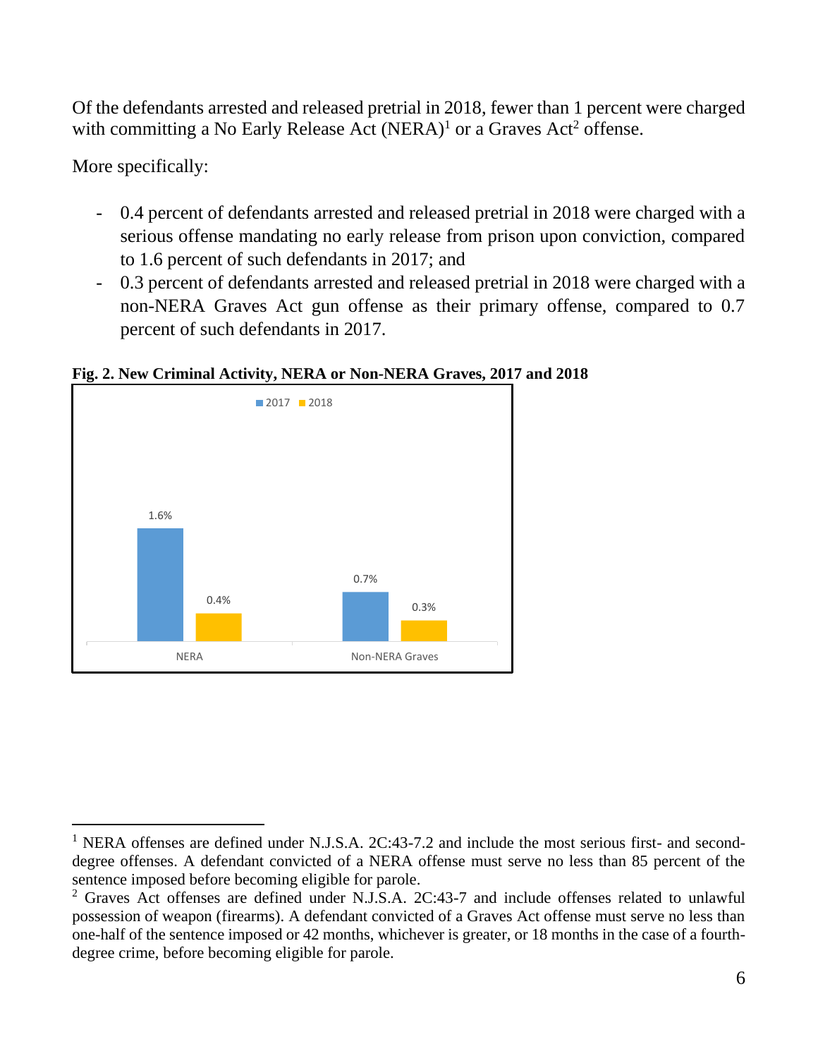Of the defendants arrested and released pretrial in 2018, fewer than 1 percent were charged with committing a No Early Release Act (NERA)[1] or a Graves Act[2] offense.

More specifically:

- 0.4 percent of defendants arrested and released pretrial in 2018 were charged with a serious offense mandating no early release from prison upon conviction, compared to 1.6 percent of such defendants in 2017; and
- 0.3 percent of defendants arrested and released pretrial in 2018 were charged with a non-NERA Graves Act gun offense as their primary offense, compared to 0.7 percent of such defendants in 2017.

**Fig. 2. New Criminal Activity, NERA or Non-NERA Graves, 2017 and 2018**

| | 2017 | 2018 |
|---|---|---|
| NERA | 1.6% | 0.4% |
| Non-NERA Graves | 0.7% | 0.3% |

[1] NERA offenses are defined under N.J.S.A. 2C:43-7.2 and include the most serious first- and second-degree offenses. A defendant convicted of a NERA offense must serve no less than 85 percent of the sentence imposed before becoming eligible for parole.

[2] Graves Act offenses are defined under N.J.S.A. 2C:43-7 and include offenses related to unlawful possession of weapon (firearms). A defendant convicted of a Graves Act offense must serve no less than one-half of the sentence imposed or 42 months, whichever is greater, or 18 months in the case of a fourth-degree crime, before becoming eligible for parole.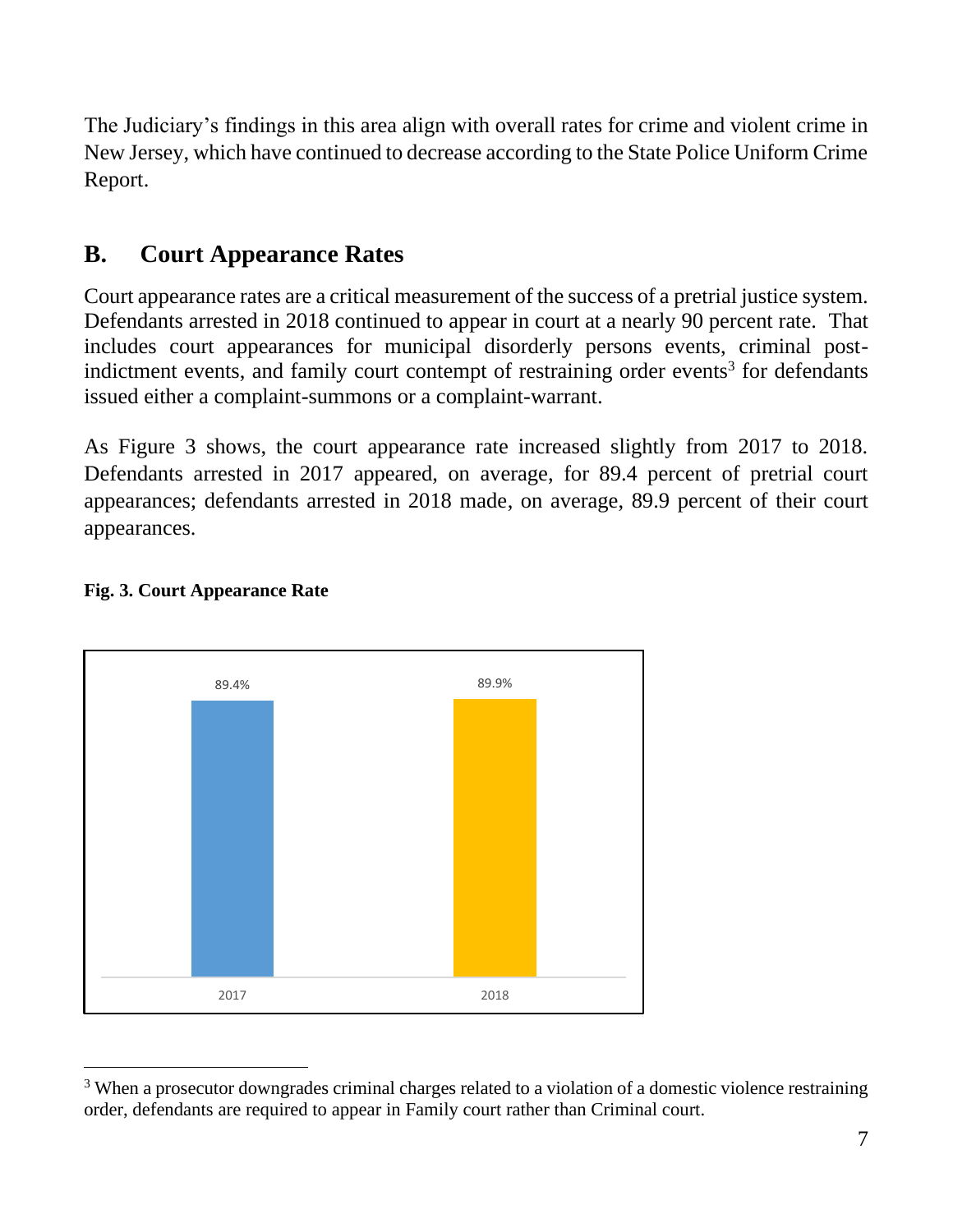The Judiciary's findings in this area align with overall rates for crime and violent crime in New Jersey, which have continued to decrease according to the State Police Uniform Crime Report.

## B. Court Appearance Rates

Court appearance rates are a critical measurement of the success of a pretrial justice system. Defendants arrested in 2018 continued to appear in court at a nearly 90 percent rate. That includes court appearances for municipal disorderly persons events, criminal post-indictment events, and family court contempt of restraining order events[3] for defendants issued either a complaint-summons or a complaint-warrant.

As Figure 3 shows, the court appearance rate increased slightly from 2017 to 2018. Defendants arrested in 2017 appeared, on average, for 89.4 percent of pretrial court appearances; defendants arrested in 2018 made, on average, 89.9 percent of their court appearances.

**Fig. 3. Court Appearance Rate**

| Year | Court Appearance Rate |
|---|---|
| 2017 | 89.4% |
| 2018 | 89.9% |

[3] When a prosecutor downgrades criminal charges related to a violation of a domestic violence restraining order, defendants are required to appear in Family court rather than Criminal court.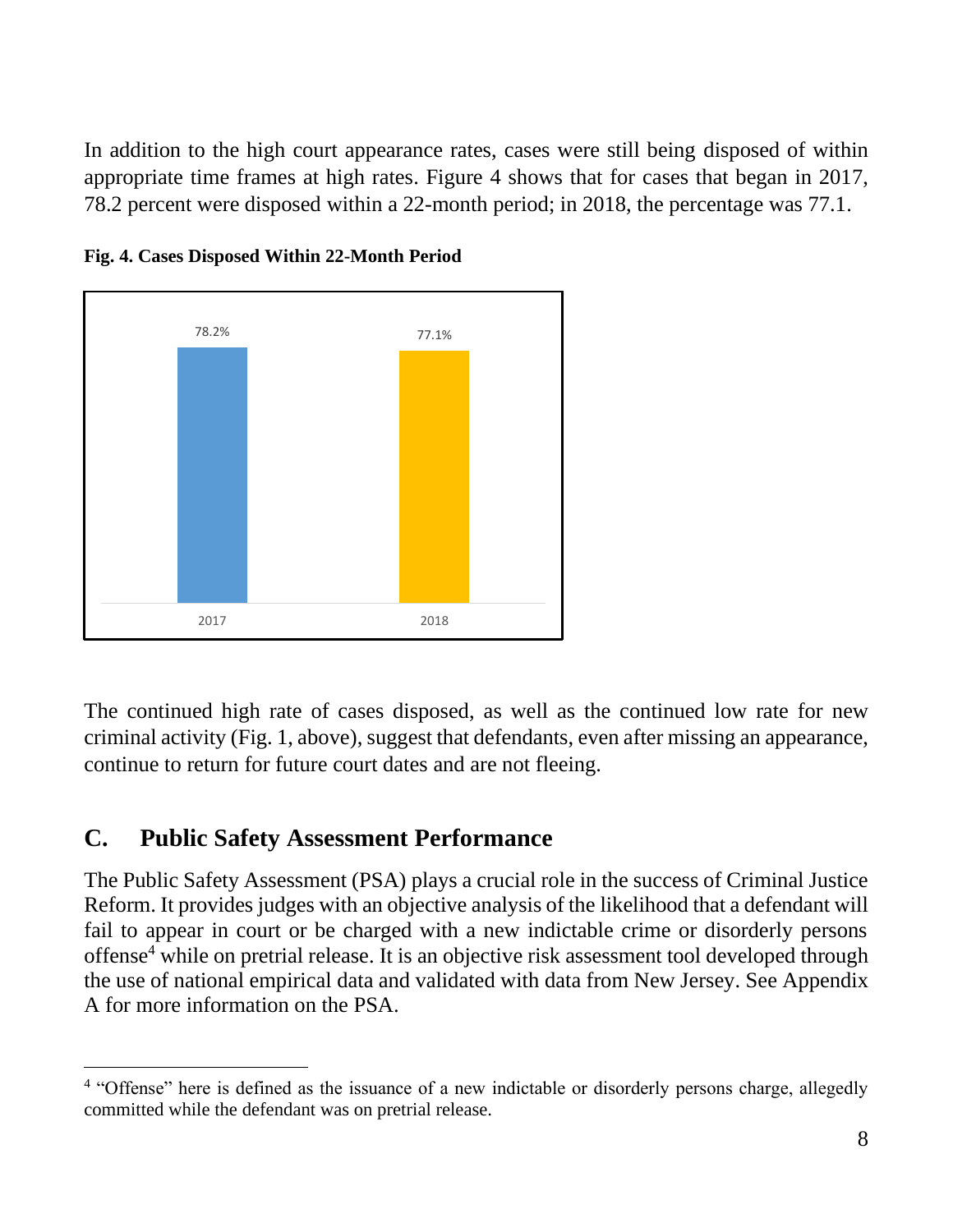In addition to the high court appearance rates, cases were still being disposed of within appropriate time frames at high rates. Figure 4 shows that for cases that began in 2017, 78.2 percent were disposed within a 22-month period; in 2018, the percentage was 77.1.

**Fig. 4. Cases Disposed Within 22-Month Period**

| Year | Cases Disposed Within 22-Month Period |
|---|---|
| 2017 | 78.2% |
| 2018 | 77.1% |

The continued high rate of cases disposed, as well as the continued low rate for new criminal activity (Fig. 1, above), suggest that defendants, even after missing an appearance, continue to return for future court dates and are not fleeing.

## C. Public Safety Assessment Performance

The Public Safety Assessment (PSA) plays a crucial role in the success of Criminal Justice Reform. It provides judges with an objective analysis of the likelihood that a defendant will fail to appear in court or be charged with a new indictable crime or disorderly persons offense[4] while on pretrial release. It is an objective risk assessment tool developed through the use of national empirical data and validated with data from New Jersey. See Appendix A for more information on the PSA.

---

[4] "Offense" here is defined as the issuance of a new indictable or disorderly persons charge, allegedly committed while the defendant was on pretrial release.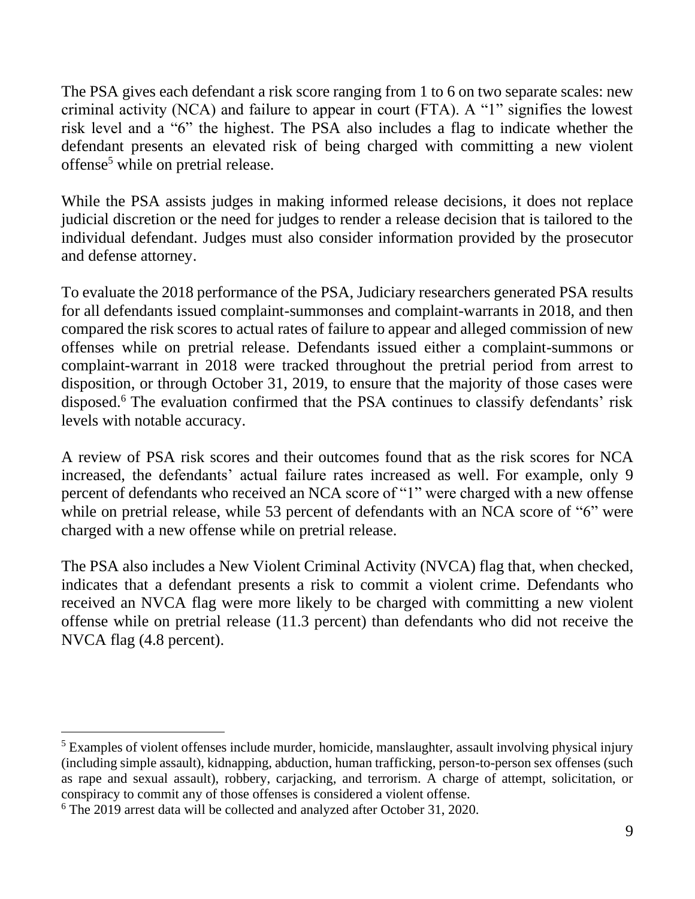The PSA gives each defendant a risk score ranging from 1 to 6 on two separate scales: new criminal activity (NCA) and failure to appear in court (FTA). A "1" signifies the lowest risk level and a "6" the highest. The PSA also includes a flag to indicate whether the defendant presents an elevated risk of being charged with committing a new violent offense[5] while on pretrial release.

While the PSA assists judges in making informed release decisions, it does not replace judicial discretion or the need for judges to render a release decision that is tailored to the individual defendant. Judges must also consider information provided by the prosecutor and defense attorney.

To evaluate the 2018 performance of the PSA, Judiciary researchers generated PSA results for all defendants issued complaint-summonses and complaint-warrants in 2018, and then compared the risk scores to actual rates of failure to appear and alleged commission of new offenses while on pretrial release. Defendants issued either a complaint-summons or complaint-warrant in 2018 were tracked throughout the pretrial period from arrest to disposition, or through October 31, 2019, to ensure that the majority of those cases were disposed.[6] The evaluation confirmed that the PSA continues to classify defendants' risk levels with notable accuracy.

A review of PSA risk scores and their outcomes found that as the risk scores for NCA increased, the defendants' actual failure rates increased as well. For example, only 9 percent of defendants who received an NCA score of "1" were charged with a new offense while on pretrial release, while 53 percent of defendants with an NCA score of "6" were charged with a new offense while on pretrial release.

The PSA also includes a New Violent Criminal Activity (NVCA) flag that, when checked, indicates that a defendant presents a risk to commit a violent crime. Defendants who received an NVCA flag were more likely to be charged with committing a new violent offense while on pretrial release (11.3 percent) than defendants who did not receive the NVCA flag (4.8 percent).

---

[5] Examples of violent offenses include murder, homicide, manslaughter, assault involving physical injury (including simple assault), kidnapping, abduction, human trafficking, person-to-person sex offenses (such as rape and sexual assault), robbery, carjacking, and terrorism. A charge of attempt, solicitation, or conspiracy to commit any of those offenses is considered a violent offense.

[6] The 2019 arrest data will be collected and analyzed after October 31, 2020.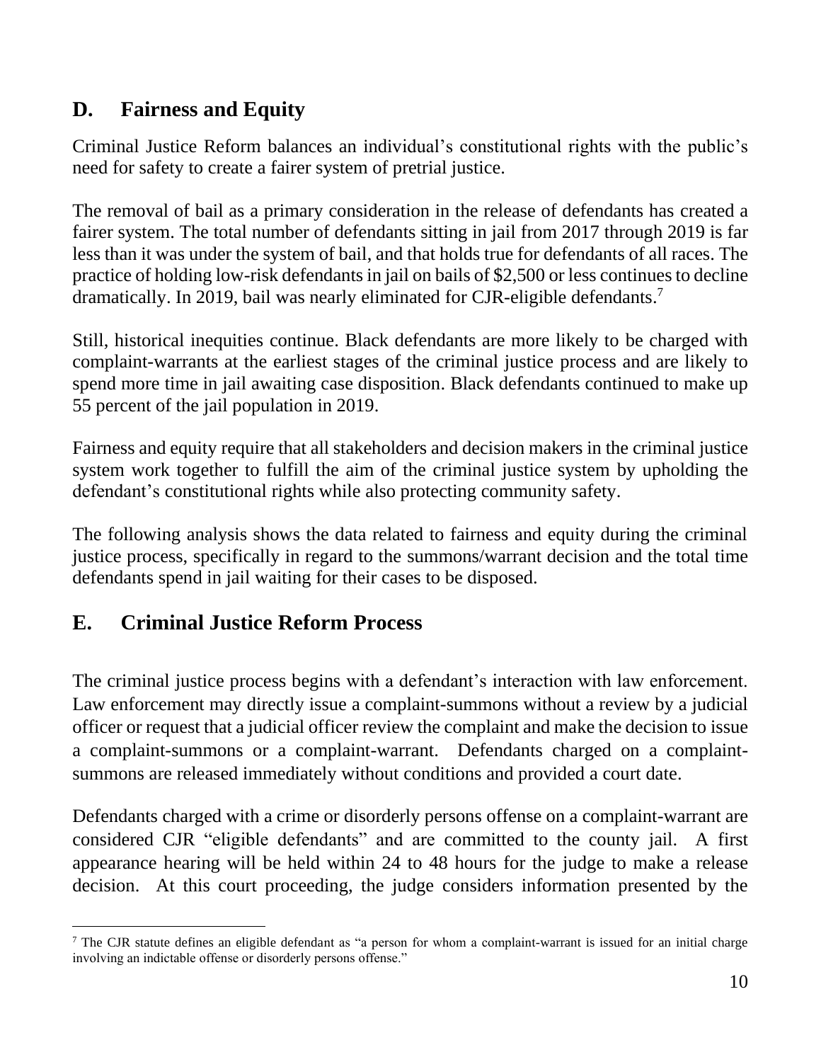## D. Fairness and Equity

Criminal Justice Reform balances an individual's constitutional rights with the public's need for safety to create a fairer system of pretrial justice.

The removal of bail as a primary consideration in the release of defendants has created a fairer system. The total number of defendants sitting in jail from 2017 through 2019 is far less than it was under the system of bail, and that holds true for defendants of all races. The practice of holding low-risk defendants in jail on bails of $2,500 or less continues to decline dramatically. In 2019, bail was nearly eliminated for CJR-eligible defendants.[7]

Still, historical inequities continue. Black defendants are more likely to be charged with complaint-warrants at the earliest stages of the criminal justice process and are likely to spend more time in jail awaiting case disposition. Black defendants continued to make up 55 percent of the jail population in 2019.

Fairness and equity require that all stakeholders and decision makers in the criminal justice system work together to fulfill the aim of the criminal justice system by upholding the defendant's constitutional rights while also protecting community safety.

The following analysis shows the data related to fairness and equity during the criminal justice process, specifically in regard to the summons/warrant decision and the total time defendants spend in jail waiting for their cases to be disposed.

## E. Criminal Justice Reform Process

The criminal justice process begins with a defendant's interaction with law enforcement. Law enforcement may directly issue a complaint-summons without a review by a judicial officer or request that a judicial officer review the complaint and make the decision to issue a complaint-summons or a complaint-warrant. Defendants charged on a complaint-summons are released immediately without conditions and provided a court date.

Defendants charged with a crime or disorderly persons offense on a complaint-warrant are considered CJR "eligible defendants" and are committed to the county jail. A first appearance hearing will be held within 24 to 48 hours for the judge to make a release decision. At this court proceeding, the judge considers information presented by the

[7] The CJR statute defines an eligible defendant as "a person for whom a complaint-warrant is issued for an initial charge involving an indictable offense or disorderly persons offense."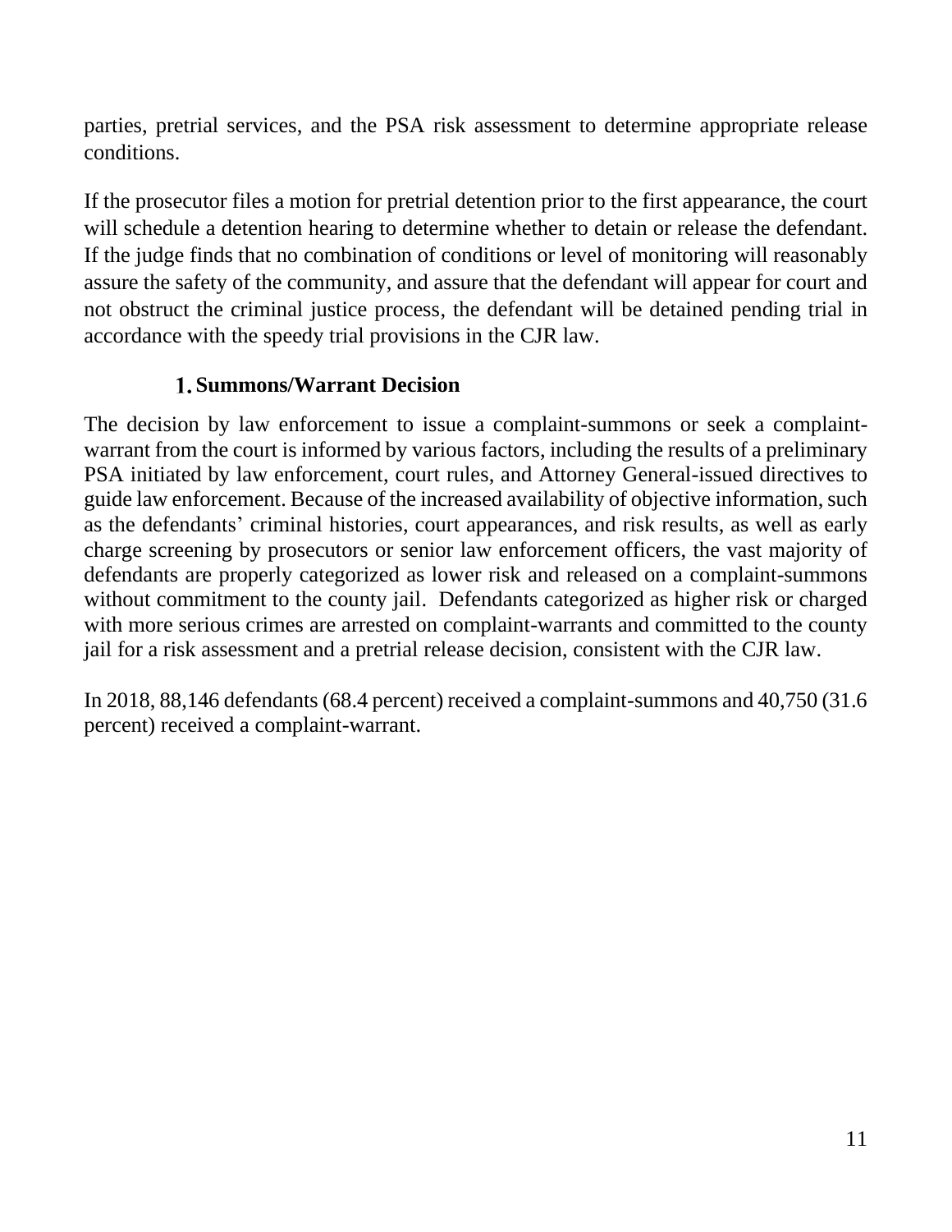parties, pretrial services, and the PSA risk assessment to determine appropriate release conditions.

If the prosecutor files a motion for pretrial detention prior to the first appearance, the court will schedule a detention hearing to determine whether to detain or release the defendant. If the judge finds that no combination of conditions or level of monitoring will reasonably assure the safety of the community, and assure that the defendant will appear for court and not obstruct the criminal justice process, the defendant will be detained pending trial in accordance with the speedy trial provisions in the CJR law.

### 1. Summons/Warrant Decision

The decision by law enforcement to issue a complaint-summons or seek a complaint-warrant from the court is informed by various factors, including the results of a preliminary PSA initiated by law enforcement, court rules, and Attorney General-issued directives to guide law enforcement. Because of the increased availability of objective information, such as the defendants' criminal histories, court appearances, and risk results, as well as early charge screening by prosecutors or senior law enforcement officers, the vast majority of defendants are properly categorized as lower risk and released on a complaint-summons without commitment to the county jail. Defendants categorized as higher risk or charged with more serious crimes are arrested on complaint-warrants and committed to the county jail for a risk assessment and a pretrial release decision, consistent with the CJR law.

In 2018, 88,146 defendants (68.4 percent) received a complaint-summons and 40,750 (31.6 percent) received a complaint-warrant.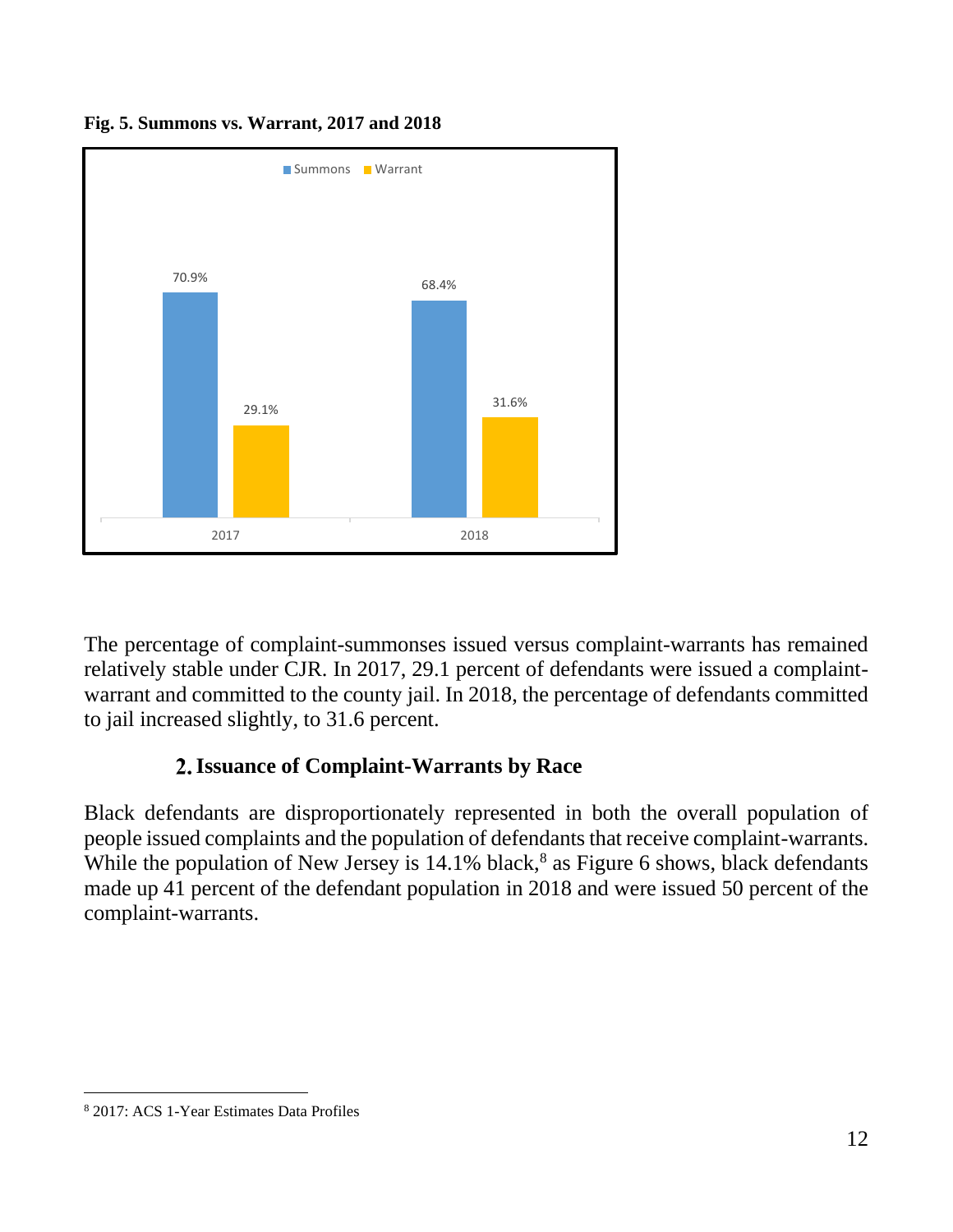**Fig. 5. Summons vs. Warrant, 2017 and 2018**

| | Summons | Warrant |
|---|---|---|
| 2017 | 70.9% | 29.1% |
| 2018 | 68.4% | 31.6% |

The percentage of complaint-summonses issued versus complaint-warrants has remained relatively stable under CJR. In 2017, 29.1 percent of defendants were issued a complaint-warrant and committed to the county jail. In 2018, the percentage of defendants committed to jail increased slightly, to 31.6 percent.

### 2. Issuance of Complaint-Warrants by Race

Black defendants are disproportionately represented in both the overall population of people issued complaints and the population of defendants that receive complaint-warrants. While the population of New Jersey is 14.1% black,[8] as Figure 6 shows, black defendants made up 41 percent of the defendant population in 2018 and were issued 50 percent of the complaint-warrants.

[8] 2017: ACS 1-Year Estimates Data Profiles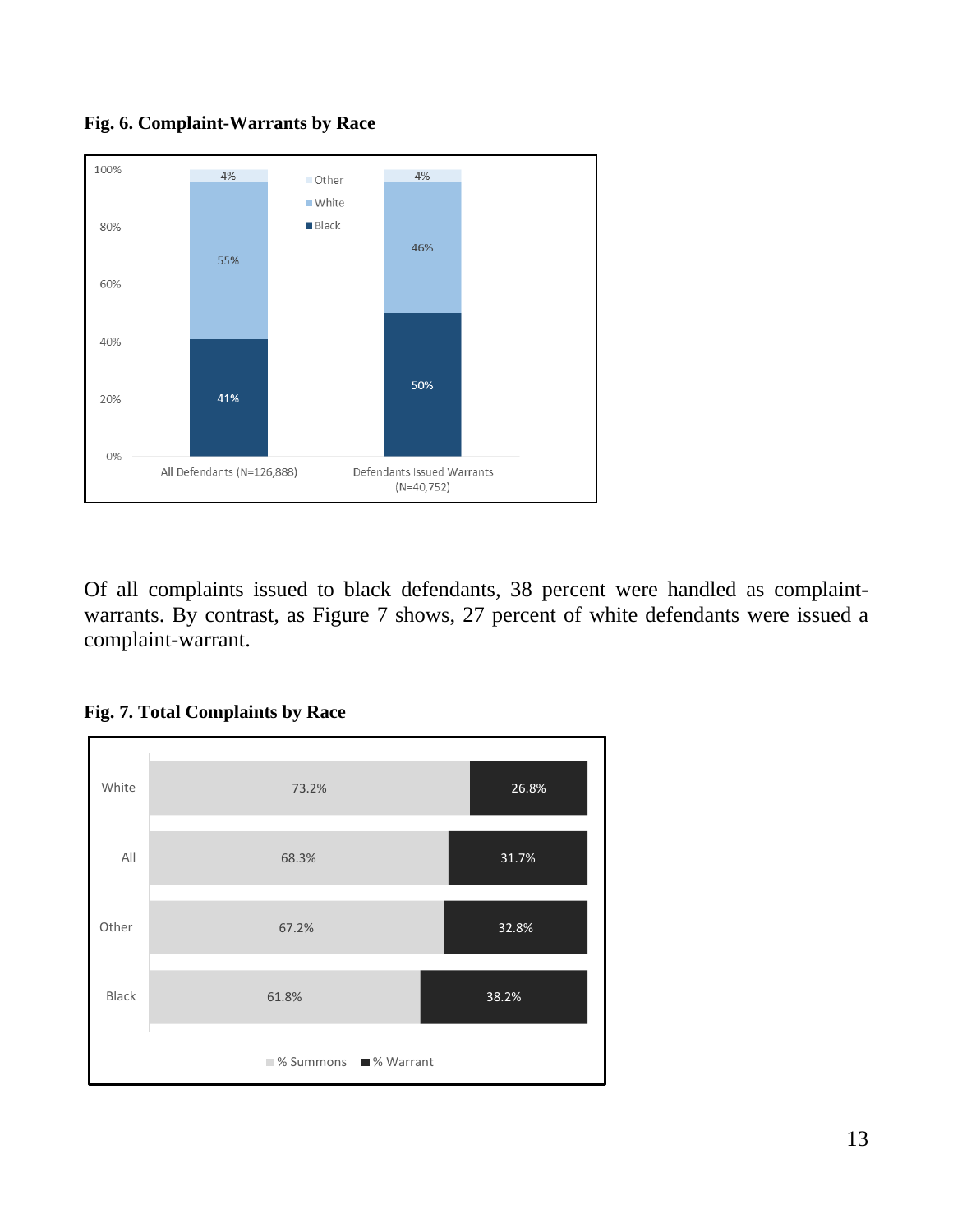**Fig. 6. Complaint-Warrants by Race**

| | All Defendants (N=126,888) | Defendants Issued Warrants (N=40,752) |
|---|---|---|
| Other | 4% | 4% |
| White | 55% | 46% |
| Black | 41% | 50% |

Of all complaints issued to black defendants, 38 percent were handled as complaint-warrants. By contrast, as Figure 7 shows, 27 percent of white defendants were issued a complaint-warrant.

**Fig. 7. Total Complaints by Race**

| | % Summons | % Warrant |
|---|---|---|
| White | 73.2% | 26.8% |
| All | 68.3% | 31.7% |
| Other | 67.2% | 32.8% |
| Black | 61.8% | 38.2% |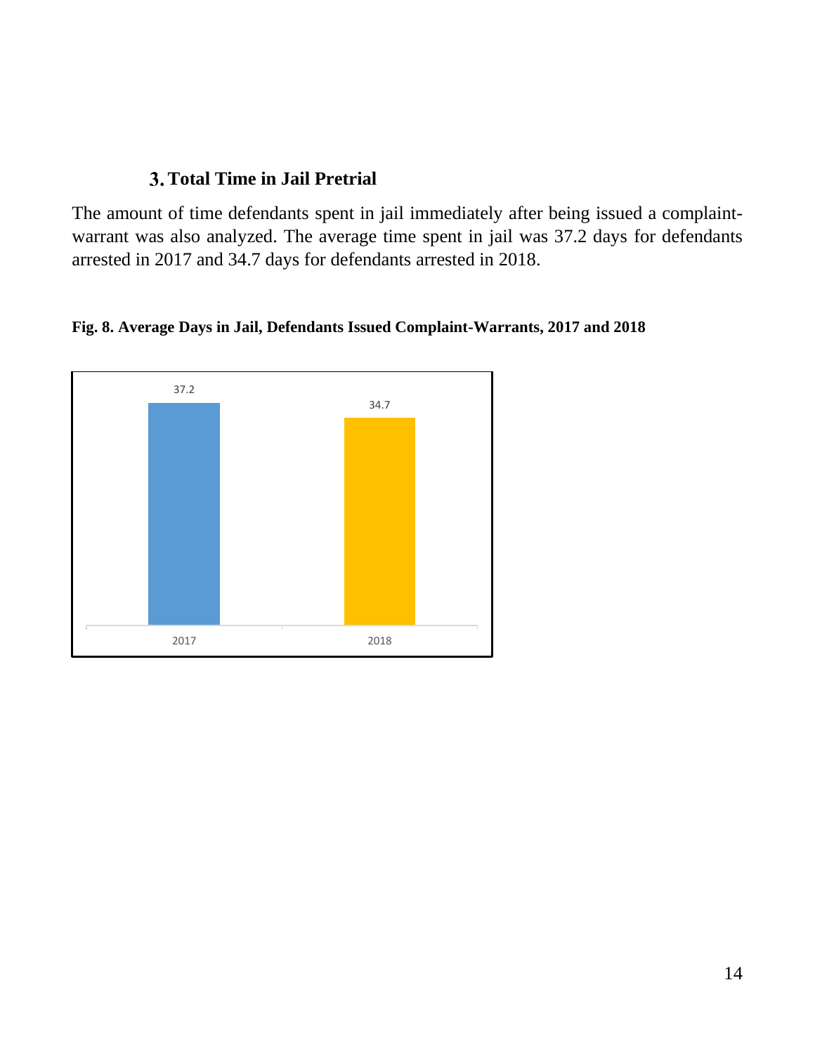### 3. Total Time in Jail Pretrial

The amount of time defendants spent in jail immediately after being issued a complaint-warrant was also analyzed. The average time spent in jail was 37.2 days for defendants arrested in 2017 and 34.7 days for defendants arrested in 2018.

**Fig. 8. Average Days in Jail, Defendants Issued Complaint-Warrants, 2017 and 2018**

| 2017 | 2018 |
|---|---|
| 37.2 | 34.7 |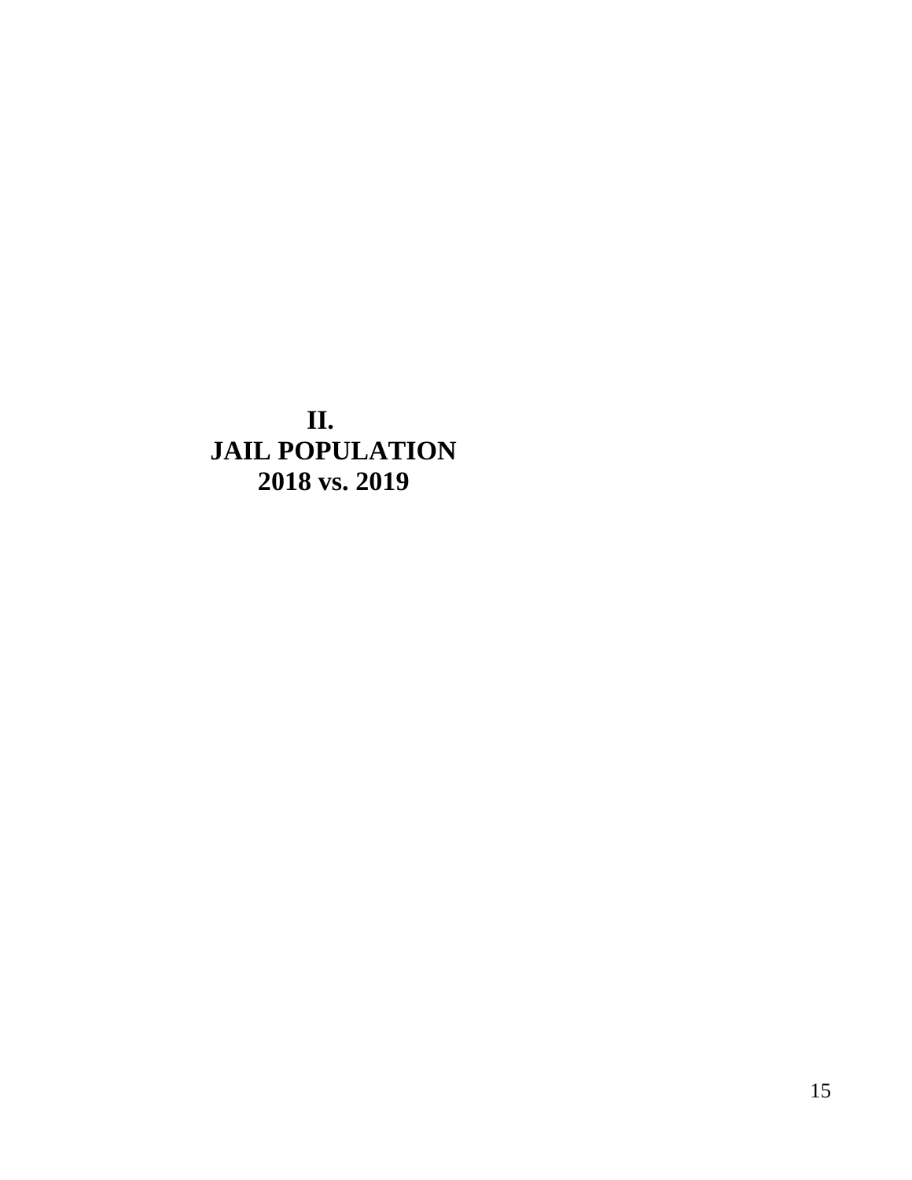# II.
# JAIL POPULATION
# 2018 vs. 2019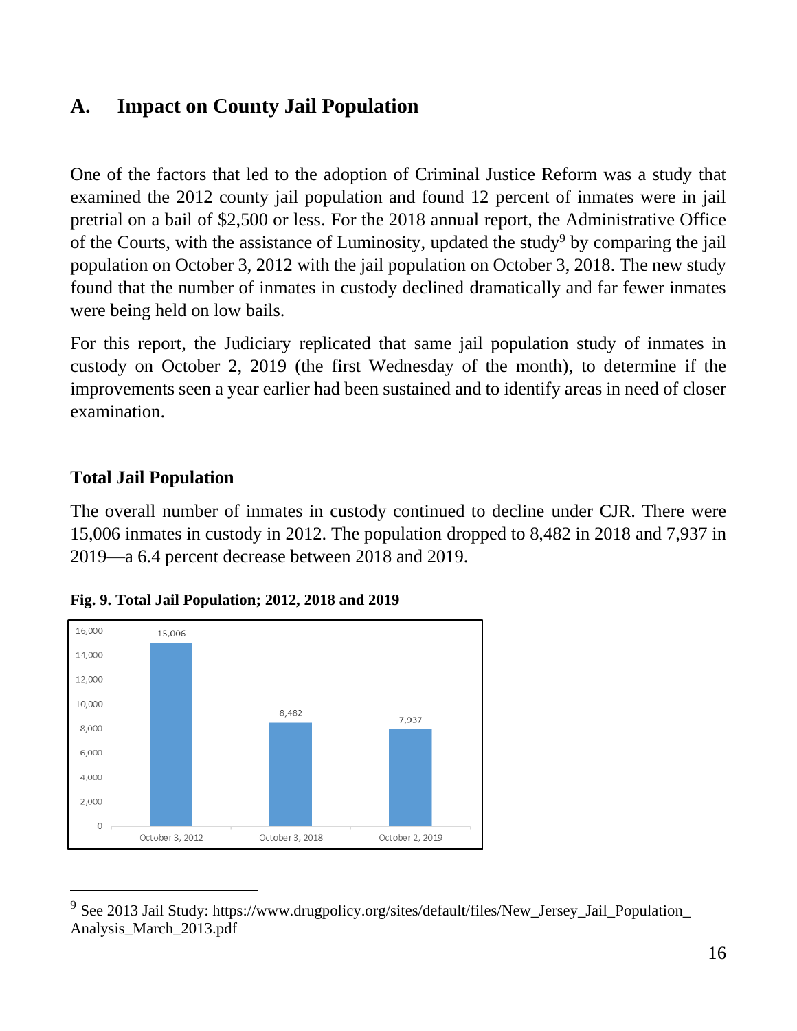## A. Impact on County Jail Population

One of the factors that led to the adoption of Criminal Justice Reform was a study that examined the 2012 county jail population and found 12 percent of inmates were in jail pretrial on a bail of $2,500 or less. For the 2018 annual report, the Administrative Office of the Courts, with the assistance of Luminosity, updated the study[9] by comparing the jail population on October 3, 2012 with the jail population on October 3, 2018. The new study found that the number of inmates in custody declined dramatically and far fewer inmates were being held on low bails.

For this report, the Judiciary replicated that same jail population study of inmates in custody on October 2, 2019 (the first Wednesday of the month), to determine if the improvements seen a year earlier had been sustained and to identify areas in need of closer examination.

### Total Jail Population

The overall number of inmates in custody continued to decline under CJR. There were 15,006 inmates in custody in 2012. The population dropped to 8,482 in 2018 and 7,937 in 2019—a 6.4 percent decrease between 2018 and 2019.

**Fig. 9. Total Jail Population; 2012, 2018 and 2019**

| Date | Total Jail Population |
|---|---|
| October 3, 2012 | 15,006 |
| October 3, 2018 | 8,482 |
| October 2, 2019 | 7,937 |

[9] See 2013 Jail Study: https://www.drugpolicy.org/sites/default/files/New_Jersey_Jail_Population_Analysis_March_2013.pdf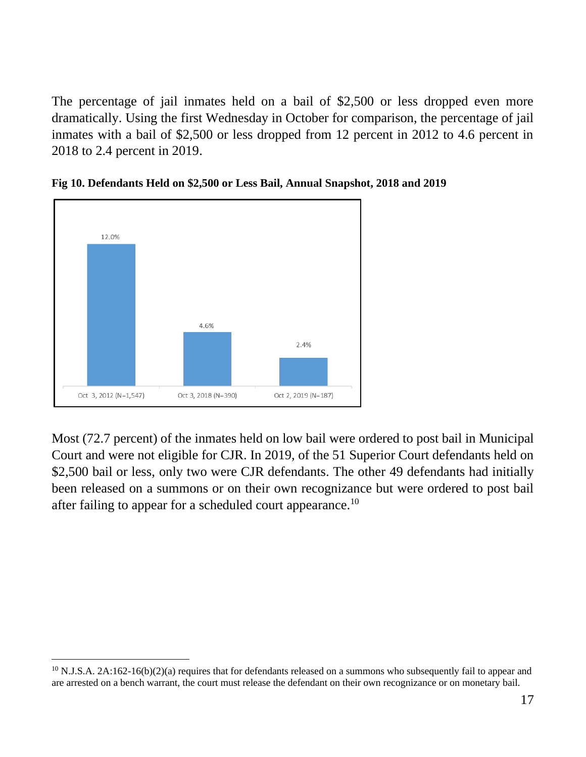The percentage of jail inmates held on a bail of $2,500 or less dropped even more dramatically. Using the first Wednesday in October for comparison, the percentage of jail inmates with a bail of $2,500 or less dropped from 12 percent in 2012 to 4.6 percent in 2018 to 2.4 percent in 2019.

**Fig 10. Defendants Held on $2,500 or Less Bail, Annual Snapshot, 2018 and 2019**

| Date | Percent |
|---|---|
| Oct 3, 2012 (N=1,547) | 12.0% |
| Oct 3, 2018 (N=390) | 4.6% |
| Oct 2, 2019 (N=187) | 2.4% |

Most (72.7 percent) of the inmates held on low bail were ordered to post bail in Municipal Court and were not eligible for CJR. In 2019, of the 51 Superior Court defendants held on $2,500 bail or less, only two were CJR defendants. The other 49 defendants had initially been released on a summons or on their own recognizance but were ordered to post bail after failing to appear for a scheduled court appearance.[10]

[10] N.J.S.A. 2A:162-16(b)(2)(a) requires that for defendants released on a summons who subsequently fail to appear and are arrested on a bench warrant, the court must release the defendant on their own recognizance or on monetary bail.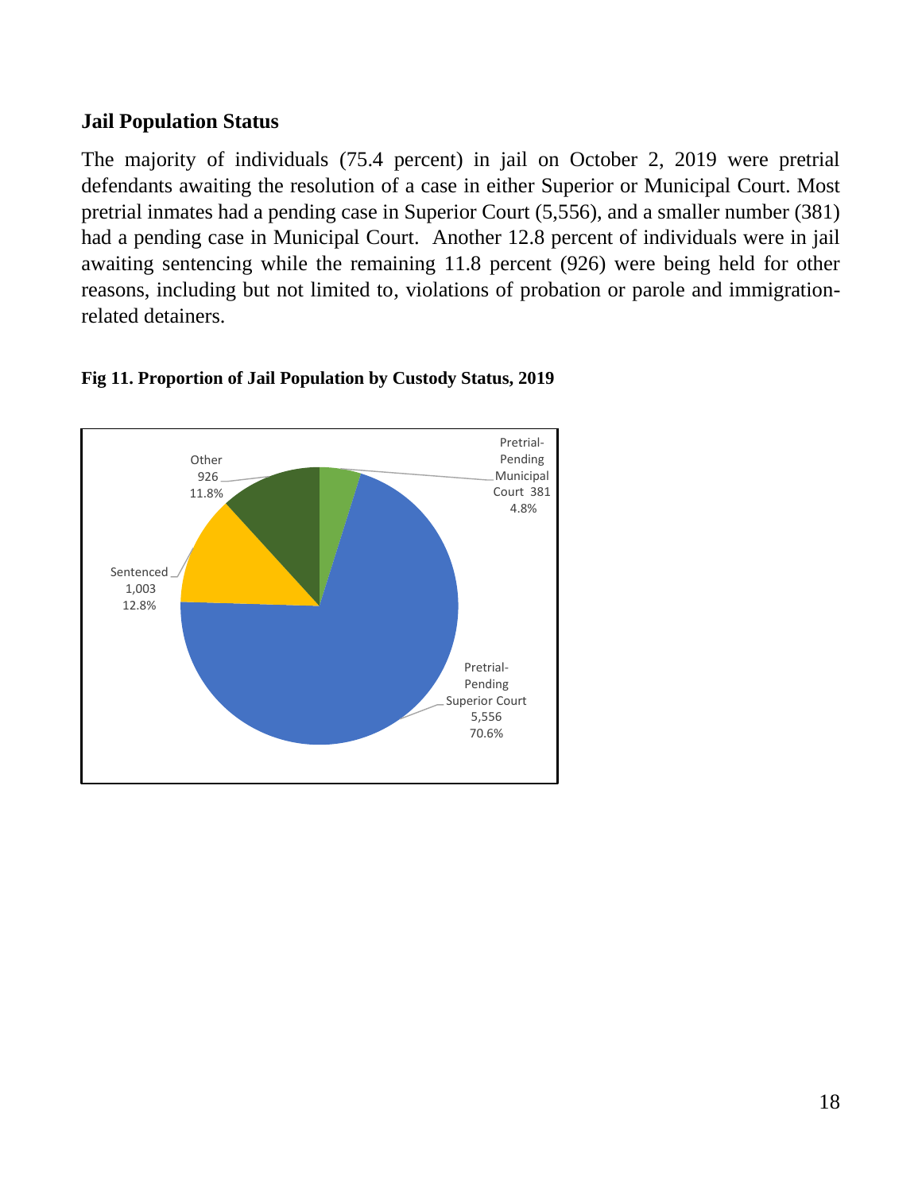### Jail Population Status

The majority of individuals (75.4 percent) in jail on October 2, 2019 were pretrial defendants awaiting the resolution of a case in either Superior or Municipal Court. Most pretrial inmates had a pending case in Superior Court (5,556), and a smaller number (381) had a pending case in Municipal Court. Another 12.8 percent of individuals were in jail awaiting sentencing while the remaining 11.8 percent (926) were being held for other reasons, including but not limited to, violations of probation or parole and immigration-related detainers.

**Fig 11. Proportion of Jail Population by Custody Status, 2019**

| Custody Status | Number | Percent |
|---|---|---|
| Pretrial-Pending Superior Court | 5,556 | 70.6% |
| Pretrial-Pending Municipal Court | 381 | 4.8% |
| Sentenced | 1,003 | 12.8% |
| Other | 926 | 11.8% |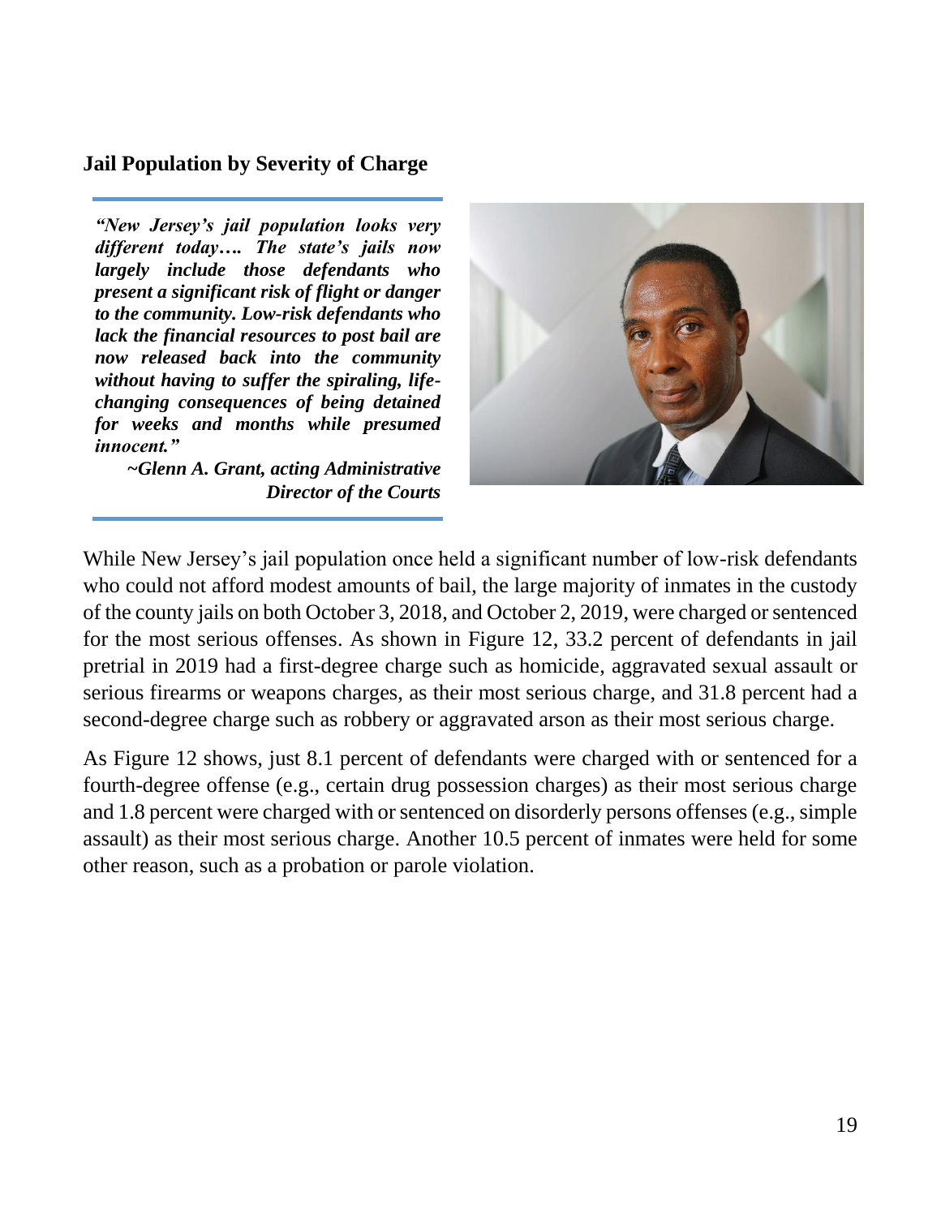### Jail Population by Severity of Charge

> ***"New Jersey's jail population looks very different today…. The state's jails now largely include those defendants who present a significant risk of flight or danger to the community. Low-risk defendants who lack the financial resources to post bail are now released back into the community without having to suffer the spiraling, life-changing consequences of being detained for weeks and months while presumed innocent."***
>
> ***~Glenn A. Grant, acting Administrative Director of the Courts***

While New Jersey's jail population once held a significant number of low-risk defendants who could not afford modest amounts of bail, the large majority of inmates in the custody of the county jails on both October 3, 2018, and October 2, 2019, were charged or sentenced for the most serious offenses. As shown in Figure 12, 33.2 percent of defendants in jail pretrial in 2019 had a first-degree charge such as homicide, aggravated sexual assault or serious firearms or weapons charges, as their most serious charge, and 31.8 percent had a second-degree charge such as robbery or aggravated arson as their most serious charge.

As Figure 12 shows, just 8.1 percent of defendants were charged with or sentenced for a fourth-degree offense (e.g., certain drug possession charges) as their most serious charge and 1.8 percent were charged with or sentenced on disorderly persons offenses (e.g., simple assault) as their most serious charge. Another 10.5 percent of inmates were held for some other reason, such as a probation or parole violation.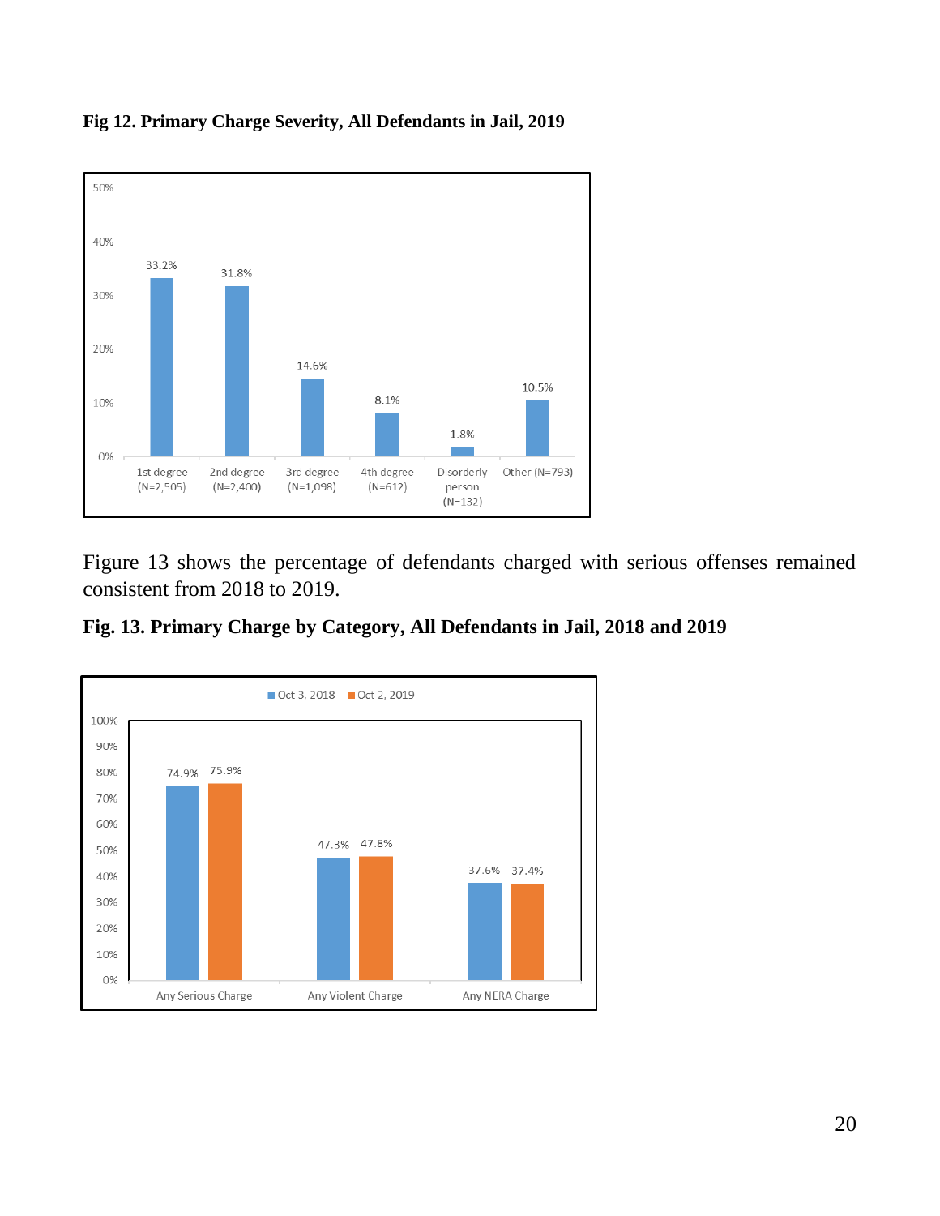**Fig 12. Primary Charge Severity, All Defendants in Jail, 2019**

| Primary Charge Severity | Percent |
|---|---|
| 1st degree (N=2,505) | 33.2% |
| 2nd degree (N=2,400) | 31.8% |
| 3rd degree (N=1,098) | 14.6% |
| 4th degree (N=612) | 8.1% |
| Disorderly person (N=132) | 1.8% |
| Other (N=793) | 10.5% |

Figure 13 shows the percentage of defendants charged with serious offenses remained consistent from 2018 to 2019.

**Fig. 13. Primary Charge by Category, All Defendants in Jail, 2018 and 2019**

| Category | Oct 3, 2018 | Oct 2, 2019 |
|---|---|---|
| Any Serious Charge | 74.9% | 75.9% |
| Any Violent Charge | 47.3% | 47.8% |
| Any NERA Charge | 37.6% | 37.4% |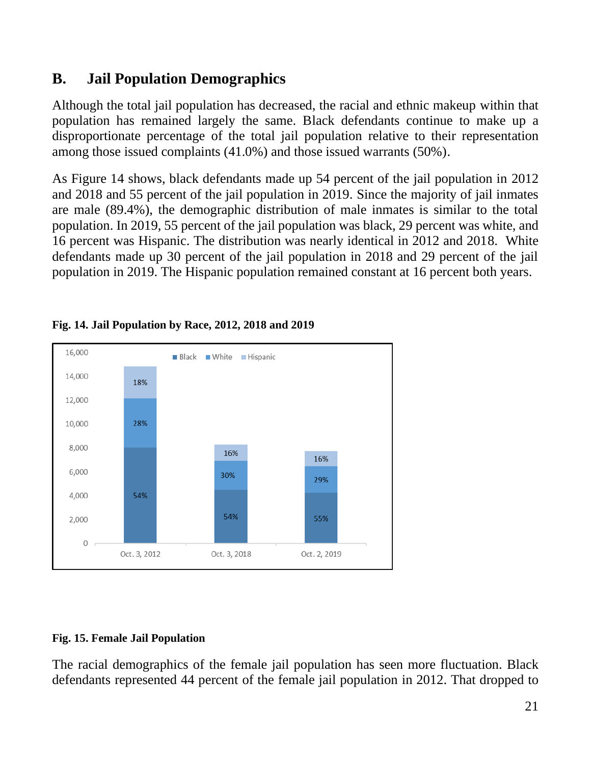## B. Jail Population Demographics

Although the total jail population has decreased, the racial and ethnic makeup within that population has remained largely the same. Black defendants continue to make up a disproportionate percentage of the total jail population relative to their representation among those issued complaints (41.0%) and those issued warrants (50%).

As Figure 14 shows, black defendants made up 54 percent of the jail population in 2012 and 2018 and 55 percent of the jail population in 2019. Since the majority of jail inmates are male (89.4%), the demographic distribution of male inmates is similar to the total population. In 2019, 55 percent of the jail population was black, 29 percent was white, and 16 percent was Hispanic. The distribution was nearly identical in 2012 and 2018. White defendants made up 30 percent of the jail population in 2018 and 29 percent of the jail population in 2019. The Hispanic population remained constant at 16 percent both years.

**Fig. 14. Jail Population by Race, 2012, 2018 and 2019**

| | Black | White | Hispanic |
|---|---|---|---|
| Oct. 3, 2012 | 54% | 28% | 18% |
| Oct. 3, 2018 | 54% | 30% | 16% |
| Oct. 2, 2019 | 55% | 29% | 16% |

**Fig. 15. Female Jail Population**

The racial demographics of the female jail population has seen more fluctuation. Black defendants represented 44 percent of the female jail population in 2012. That dropped to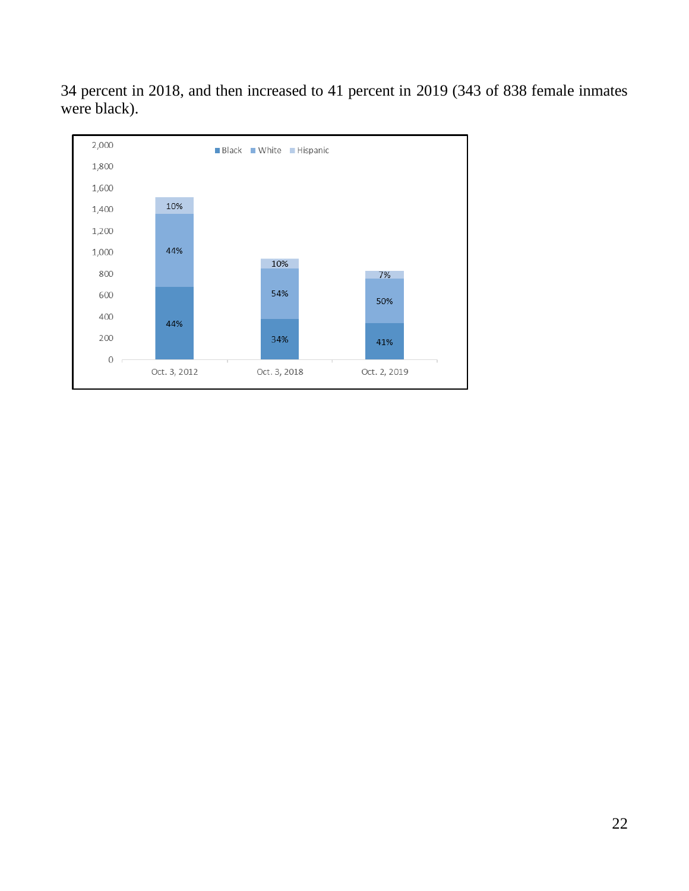34 percent in 2018, and then increased to 41 percent in 2019 (343 of 838 female inmates were black).

| | Oct. 3, 2012 | Oct. 3, 2018 | Oct. 2, 2019 |
|---|---|---|---|
| Black | 44% | 34% | 41% |
| White | 44% | 54% | 50% |
| Hispanic | 10% | 10% | 7% |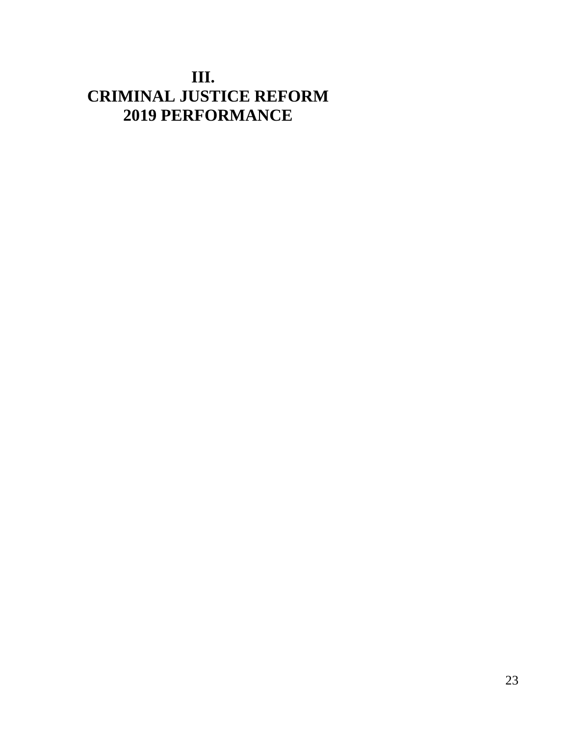# III.
# CRIMINAL JUSTICE REFORM
# 2019 PERFORMANCE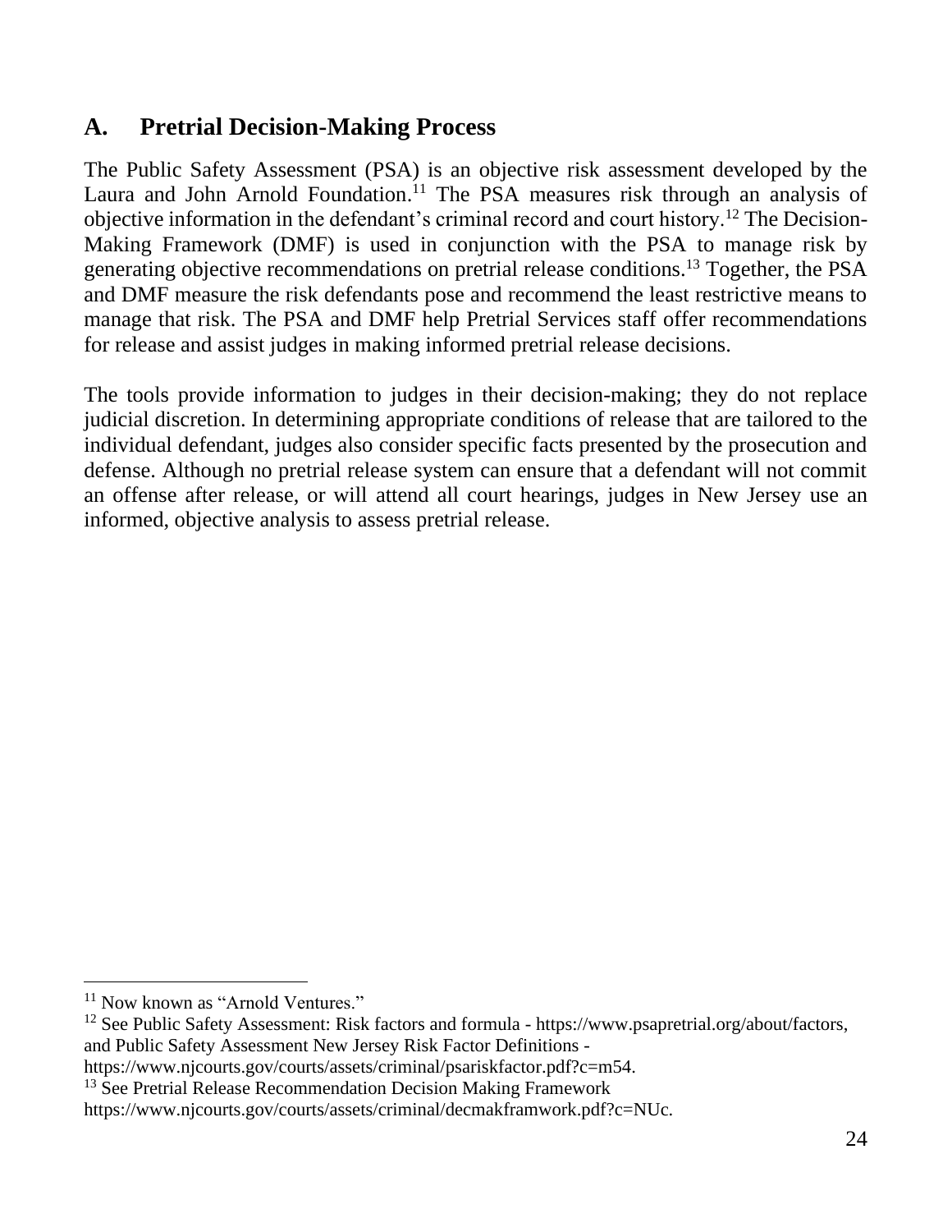## A. Pretrial Decision-Making Process

The Public Safety Assessment (PSA) is an objective risk assessment developed by the Laura and John Arnold Foundation.[11] The PSA measures risk through an analysis of objective information in the defendant's criminal record and court history.[12] The Decision-Making Framework (DMF) is used in conjunction with the PSA to manage risk by generating objective recommendations on pretrial release conditions.[13] Together, the PSA and DMF measure the risk defendants pose and recommend the least restrictive means to manage that risk. The PSA and DMF help Pretrial Services staff offer recommendations for release and assist judges in making informed pretrial release decisions.

The tools provide information to judges in their decision-making; they do not replace judicial discretion. In determining appropriate conditions of release that are tailored to the individual defendant, judges also consider specific facts presented by the prosecution and defense. Although no pretrial release system can ensure that a defendant will not commit an offense after release, or will attend all court hearings, judges in New Jersey use an informed, objective analysis to assess pretrial release.

---

[11] Now known as "Arnold Ventures."

[12] See Public Safety Assessment: Risk factors and formula - https://www.psapretrial.org/about/factors, and Public Safety Assessment New Jersey Risk Factor Definitions - https://www.njcourts.gov/courts/assets/criminal/psariskfactor.pdf?c=m54.

[13] See Pretrial Release Recommendation Decision Making Framework https://www.njcourts.gov/courts/assets/criminal/decmakframwork.pdf?c=NUc.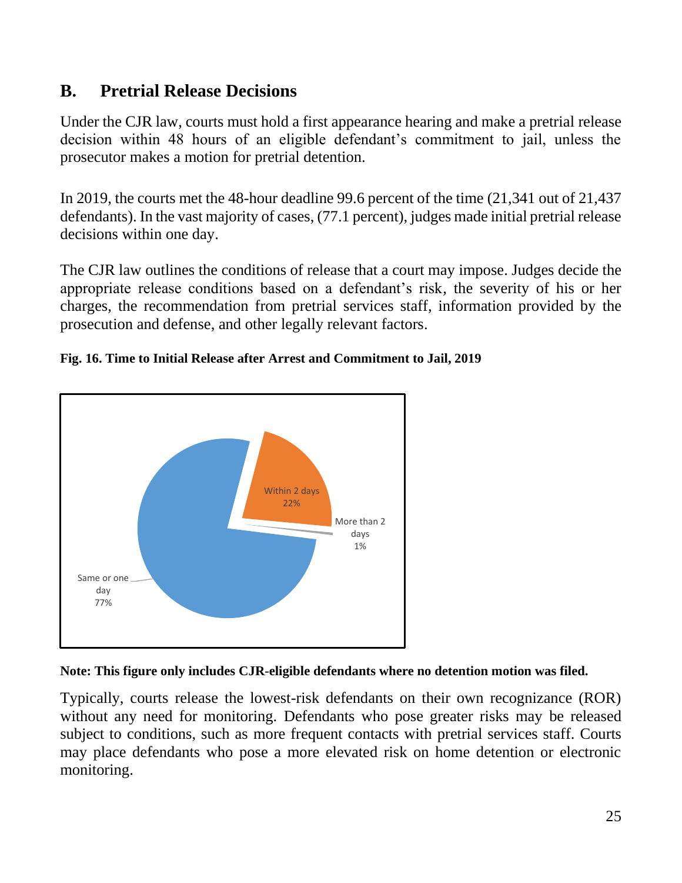## B. Pretrial Release Decisions

Under the CJR law, courts must hold a first appearance hearing and make a pretrial release decision within 48 hours of an eligible defendant's commitment to jail, unless the prosecutor makes a motion for pretrial detention.

In 2019, the courts met the 48-hour deadline 99.6 percent of the time (21,341 out of 21,437 defendants). In the vast majority of cases, (77.1 percent), judges made initial pretrial release decisions within one day.

The CJR law outlines the conditions of release that a court may impose. Judges decide the appropriate release conditions based on a defendant's risk, the severity of his or her charges, the recommendation from pretrial services staff, information provided by the prosecution and defense, and other legally relevant factors.

**Fig. 16. Time to Initial Release after Arrest and Commitment to Jail, 2019**

Same or one day 77%

Within 2 days 22%

More than 2 days 1%

**Note: This figure only includes CJR-eligible defendants where no detention motion was filed.**

Typically, courts release the lowest-risk defendants on their own recognizance (ROR) without any need for monitoring. Defendants who pose greater risks may be released subject to conditions, such as more frequent contacts with pretrial services staff. Courts may place defendants who pose a more elevated risk on home detention or electronic monitoring.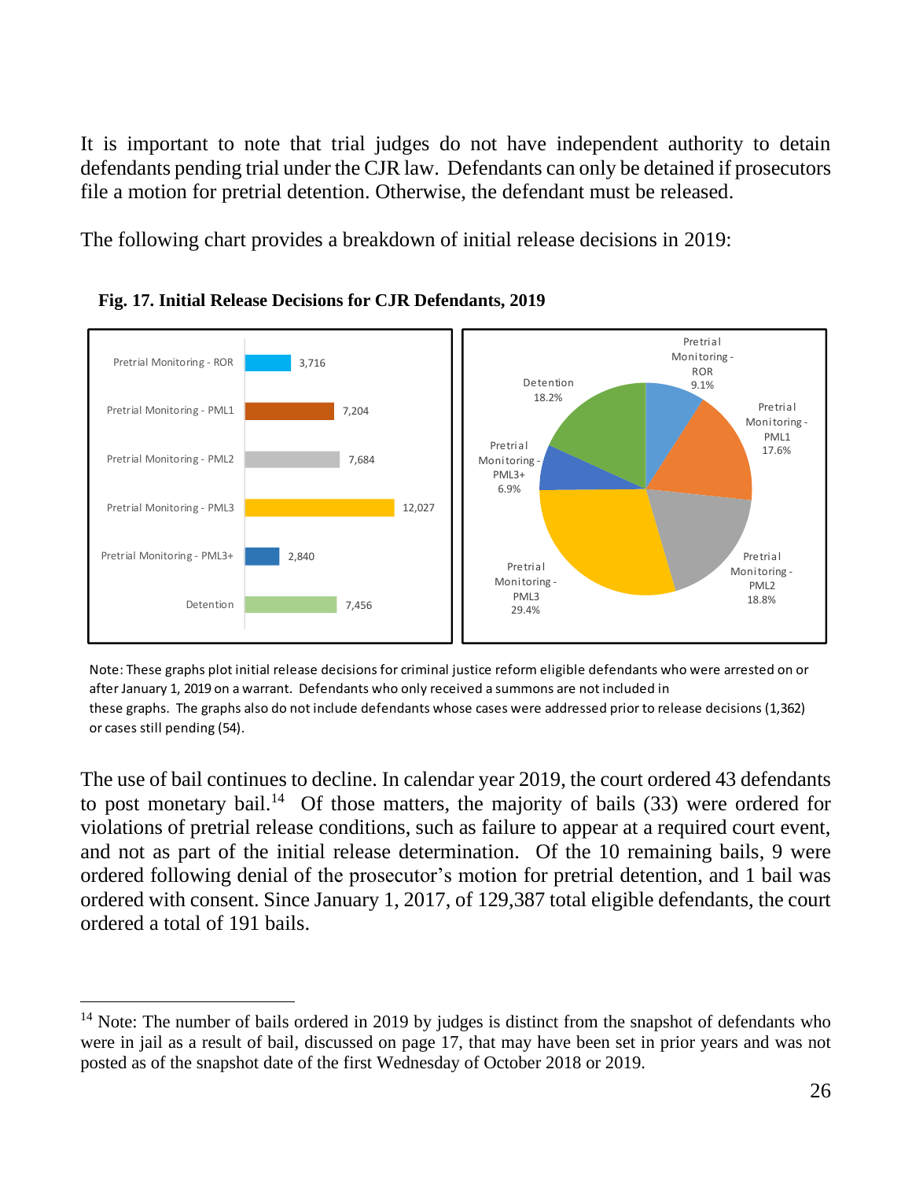It is important to note that trial judges do not have independent authority to detain defendants pending trial under the CJR law. Defendants can only be detained if prosecutors file a motion for pretrial detention. Otherwise, the defendant must be released.

The following chart provides a breakdown of initial release decisions in 2019:

**Fig. 17. Initial Release Decisions for CJR Defendants, 2019**

| Initial Release Decision | Count | Percent |
|---|---|---|
| Pretrial Monitoring - ROR | 3,716 | 9.1% |
| Pretrial Monitoring - PML1 | 7,204 | 17.6% |
| Pretrial Monitoring - PML2 | 7,684 | 18.8% |
| Pretrial Monitoring - PML3 | 12,027 | 29.4% |
| Pretrial Monitoring - PML3+ | 2,840 | 6.9% |
| Detention | 7,456 | 18.2% |

Note: These graphs plot initial release decisions for criminal justice reform eligible defendants who were arrested on or after January 1, 2019 on a warrant. Defendants who only received a summons are not included in these graphs. The graphs also do not include defendants whose cases were addressed prior to release decisions (1,362) or cases still pending (54).

The use of bail continues to decline. In calendar year 2019, the court ordered 43 defendants to post monetary bail.[14] Of those matters, the majority of bails (33) were ordered for violations of pretrial release conditions, such as failure to appear at a required court event, and not as part of the initial release determination. Of the 10 remaining bails, 9 were ordered following denial of the prosecutor's motion for pretrial detention, and 1 bail was ordered with consent. Since January 1, 2017, of 129,387 total eligible defendants, the court ordered a total of 191 bails.

[14] Note: The number of bails ordered in 2019 by judges is distinct from the snapshot of defendants who were in jail as a result of bail, discussed on page 17, that may have been set in prior years and was not posted as of the snapshot date of the first Wednesday of October 2018 or 2019.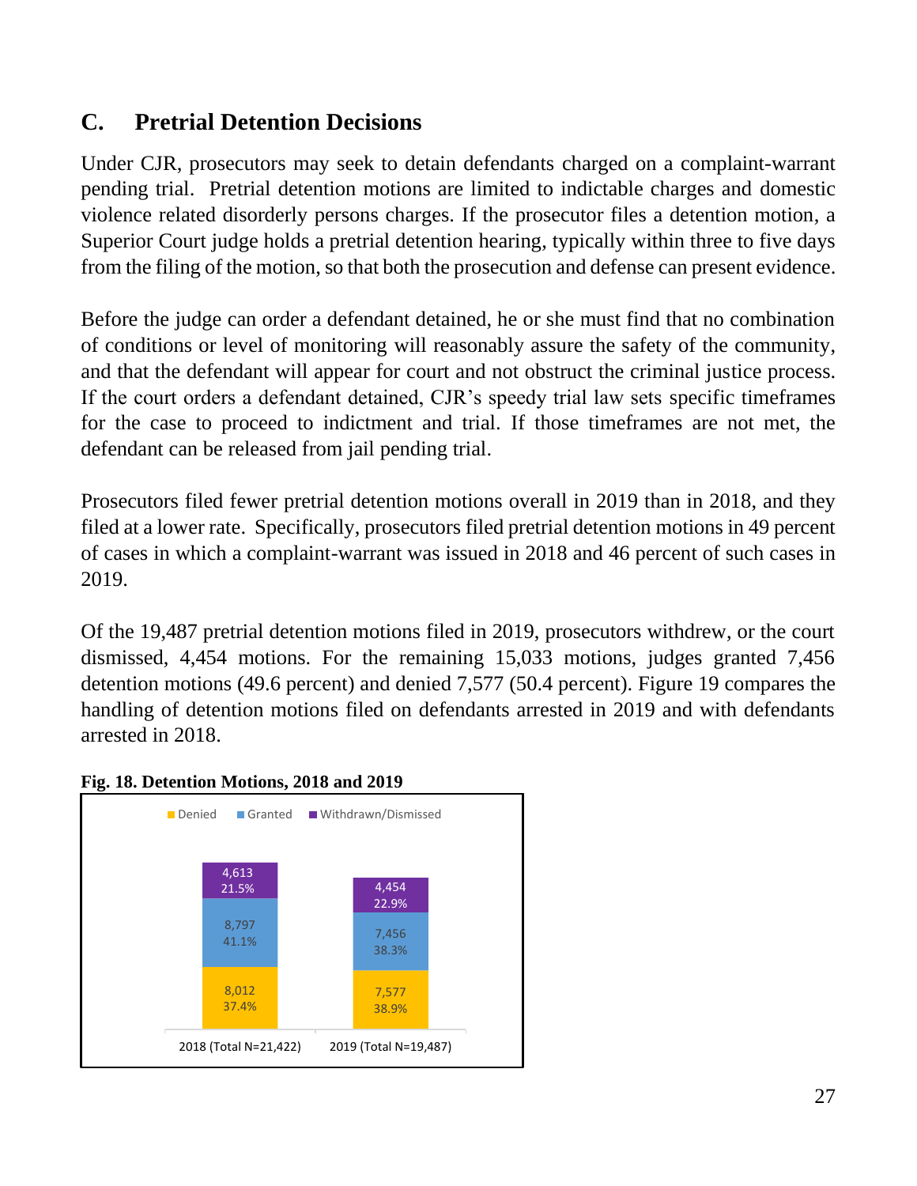## C. Pretrial Detention Decisions

Under CJR, prosecutors may seek to detain defendants charged on a complaint-warrant pending trial. Pretrial detention motions are limited to indictable charges and domestic violence related disorderly persons charges. If the prosecutor files a detention motion, a Superior Court judge holds a pretrial detention hearing, typically within three to five days from the filing of the motion, so that both the prosecution and defense can present evidence.

Before the judge can order a defendant detained, he or she must find that no combination of conditions or level of monitoring will reasonably assure the safety of the community, and that the defendant will appear for court and not obstruct the criminal justice process. If the court orders a defendant detained, CJR's speedy trial law sets specific timeframes for the case to proceed to indictment and trial. If those timeframes are not met, the defendant can be released from jail pending trial.

Prosecutors filed fewer pretrial detention motions overall in 2019 than in 2018, and they filed at a lower rate. Specifically, prosecutors filed pretrial detention motions in 49 percent of cases in which a complaint-warrant was issued in 2018 and 46 percent of such cases in 2019.

Of the 19,487 pretrial detention motions filed in 2019, prosecutors withdrew, or the court dismissed, 4,454 motions. For the remaining 15,033 motions, judges granted 7,456 detention motions (49.6 percent) and denied 7,577 (50.4 percent). Figure 19 compares the handling of detention motions filed on defendants arrested in 2019 and with defendants arrested in 2018.

**Fig. 18. Detention Motions, 2018 and 2019**

| | 2018 (Total N=21,422) | 2019 (Total N=19,487) |
|---|---|---|
| Withdrawn/Dismissed | 4,613 (21.5%) | 4,454 (22.9%) |
| Granted | 8,797 (41.1%) | 7,456 (38.3%) |
| Denied | 8,012 (37.4%) | 7,577 (38.9%) |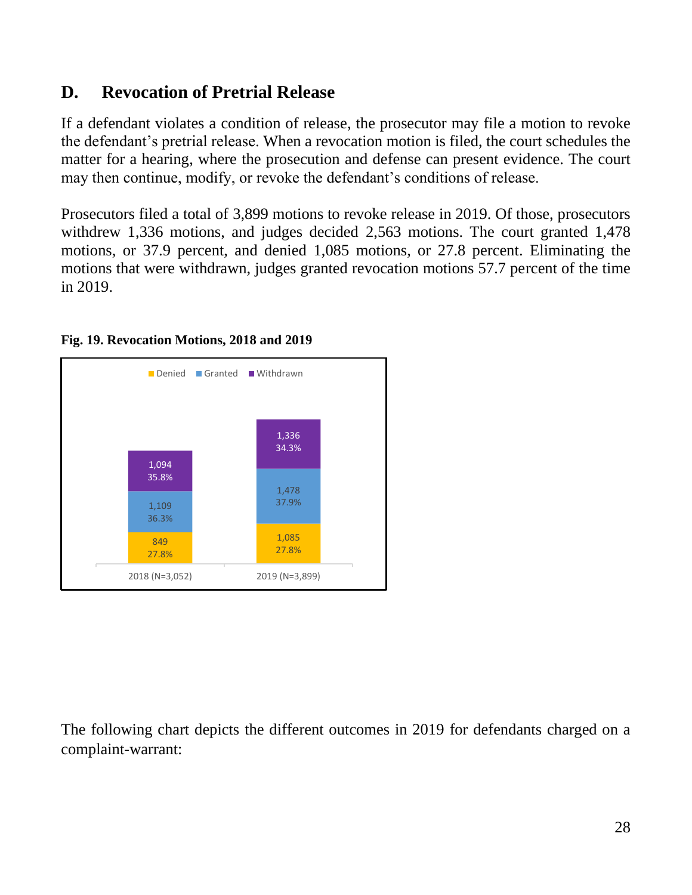## D. Revocation of Pretrial Release

If a defendant violates a condition of release, the prosecutor may file a motion to revoke the defendant's pretrial release. When a revocation motion is filed, the court schedules the matter for a hearing, where the prosecution and defense can present evidence. The court may then continue, modify, or revoke the defendant's conditions of release.

Prosecutors filed a total of 3,899 motions to revoke release in 2019. Of those, prosecutors withdrew 1,336 motions, and judges decided 2,563 motions. The court granted 1,478 motions, or 37.9 percent, and denied 1,085 motions, or 27.8 percent. Eliminating the motions that were withdrawn, judges granted revocation motions 57.7 percent of the time in 2019.

**Fig. 19. Revocation Motions, 2018 and 2019**

| | 2018 (N=3,052) | 2019 (N=3,899) |
|---|---|---|
| Withdrawn | 1,094 (35.8%) | 1,336 (34.3%) |
| Granted | 1,109 (36.3%) | 1,478 (37.9%) |
| Denied | 849 (27.8%) | 1,085 (27.8%) |

The following chart depicts the different outcomes in 2019 for defendants charged on a complaint-warrant: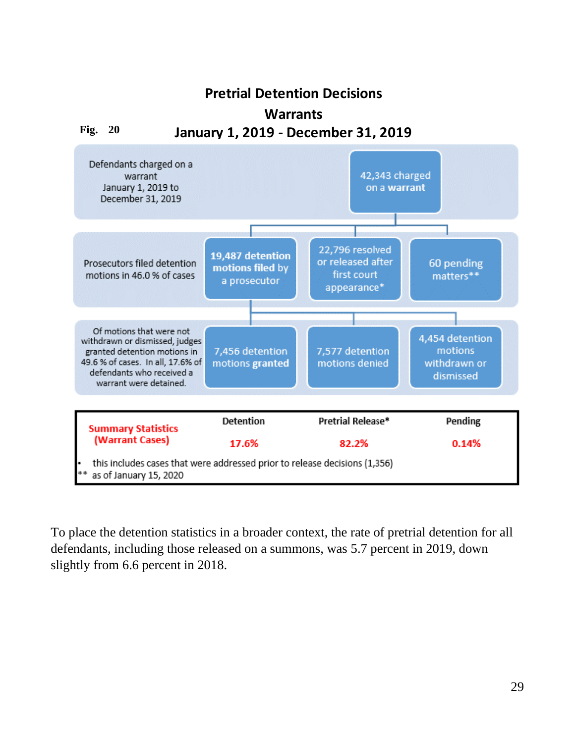Fig. 20

## Pretrial Detention Decisions
## Warrants
## January 1, 2019 - December 31, 2019

Defendants charged on a warrant January 1, 2019 to December 31, 2019

42,343 charged on a **warrant**

Prosecutors filed detention motions in 46.0 % of cases

**19,487 detention motions filed** by a prosecutor

22,796 resolved or released after first court appearance*

60 pending matters**

Of motions that were not withdrawn or dismissed, judges granted detention motions in 49.6 % of cases. In all, 17.6% of defendants who received a warrant were detained.

7,456 detention motions **granted**

7,577 detention motions denied

4,454 detention motions withdrawn or dismissed

| Summary Statistics (Warrant Cases) | Detention | Pretrial Release* | Pending |
|---|---|---|---|
| | 17.6% | 82.2% | 0.14% |

- this includes cases that were addressed prior to release decisions (1,356)

** as of January 15, 2020

To place the detention statistics in a broader context, the rate of pretrial detention for all defendants, including those released on a summons, was 5.7 percent in 2019, down slightly from 6.6 percent in 2018.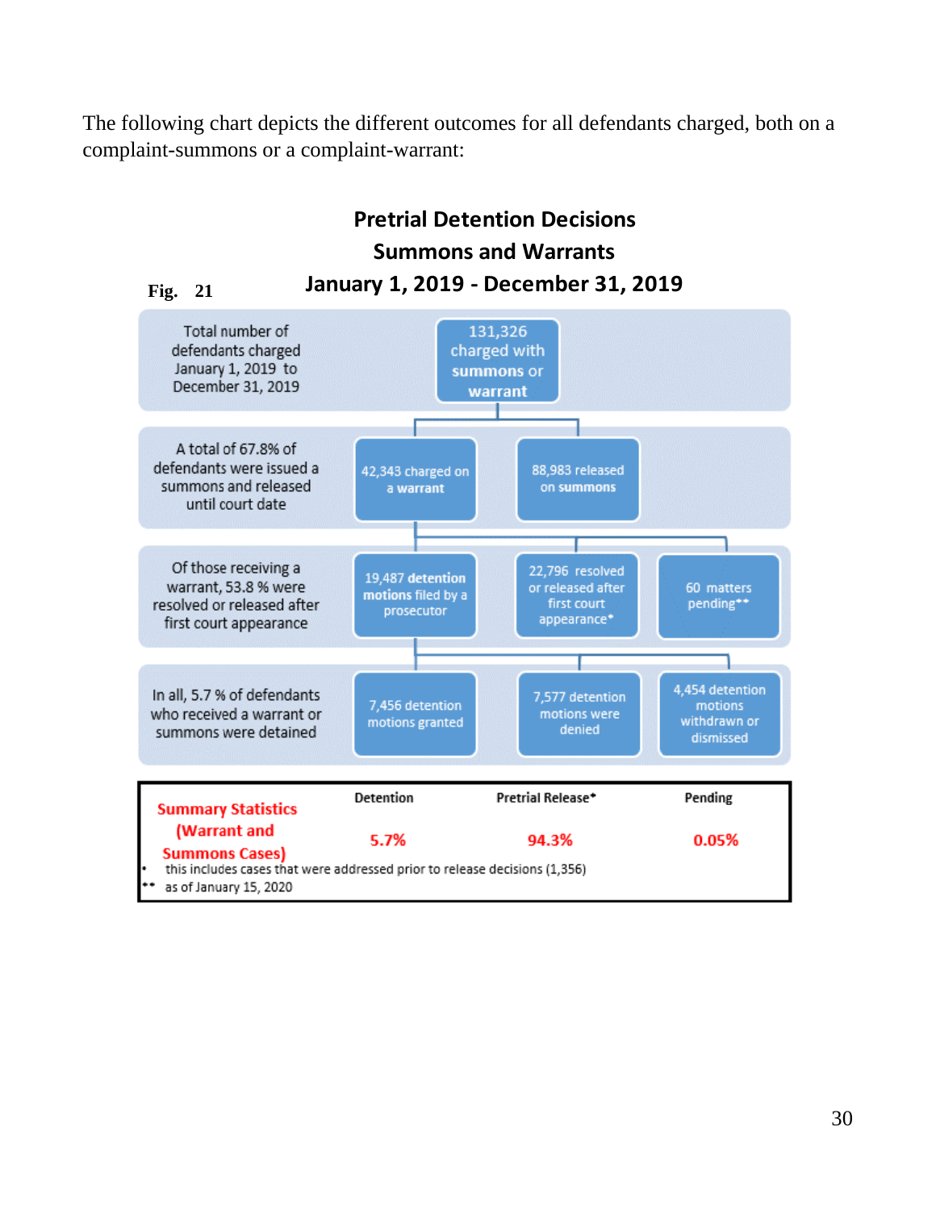The following chart depicts the different outcomes for all defendants charged, both on a complaint-summons or a complaint-warrant:

**Fig. 21**

**Pretrial Detention Decisions**
**Summons and Warrants**
**January 1, 2019 - December 31, 2019**

| Description | | | |
|---|---|---|---|
| Total number of defendants charged January 1, 2019 to December 31, 2019 | 131,326 charged with **summons or warrant** | | |
| A total of 67.8% of defendants were issued a summons and released until court date | 42,343 charged on **a warrant** | 88,983 released on **summons** | |
| Of those receiving a warrant, 53.8 % were resolved or released after first court appearance | 19,487 **detention motions** filed by a prosecutor | 22,796 resolved or released after first court appearance* | 60 matters pending** |
| In all, 5.7 % of defendants who received a warrant or summons were detained | 7,456 detention motions granted | 7,577 detention motions were denied | 4,454 detention motions withdrawn or dismissed |

| Summary Statistics (Warrant and Summons Cases) | Detention | Pretrial Release* | Pending |
|---|---|---|---|
| | 5.7% | 94.3% | 0.05% |

\* this includes cases that were addressed prior to release decisions (1,356)

\** as of January 15, 2020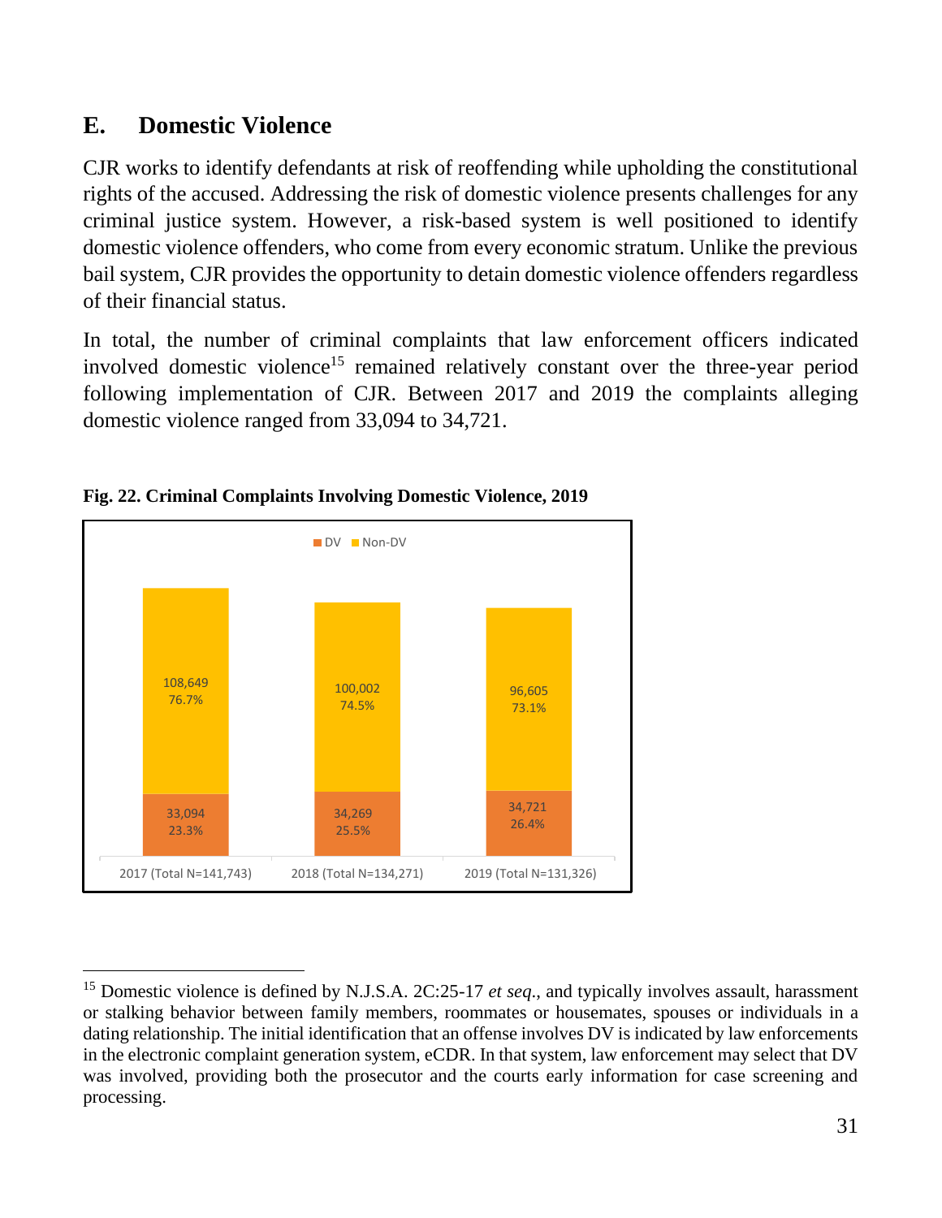## E. Domestic Violence

CJR works to identify defendants at risk of reoffending while upholding the constitutional rights of the accused. Addressing the risk of domestic violence presents challenges for any criminal justice system. However, a risk-based system is well positioned to identify domestic violence offenders, who come from every economic stratum. Unlike the previous bail system, CJR provides the opportunity to detain domestic violence offenders regardless of their financial status.

In total, the number of criminal complaints that law enforcement officers indicated involved domestic violence[15] remained relatively constant over the three-year period following implementation of CJR. Between 2017 and 2019 the complaints alleging domestic violence ranged from 33,094 to 34,721.

**Fig. 22. Criminal Complaints Involving Domestic Violence, 2019**

| | 2017 (Total N=141,743) | 2018 (Total N=134,271) | 2019 (Total N=131,326) |
|---|---|---|---|
| DV | 33,094 (23.3%) | 34,269 (25.5%) | 34,721 (26.4%) |
| Non-DV | 108,649 (76.7%) | 100,002 (74.5%) | 96,605 (73.1%) |

[15] Domestic violence is defined by N.J.S.A. 2C:25-17 *et seq*., and typically involves assault, harassment or stalking behavior between family members, roommates or housemates, spouses or individuals in a dating relationship. The initial identification that an offense involves DV is indicated by law enforcements in the electronic complaint generation system, eCDR. In that system, law enforcement may select that DV was involved, providing both the prosecutor and the courts early information for case screening and processing.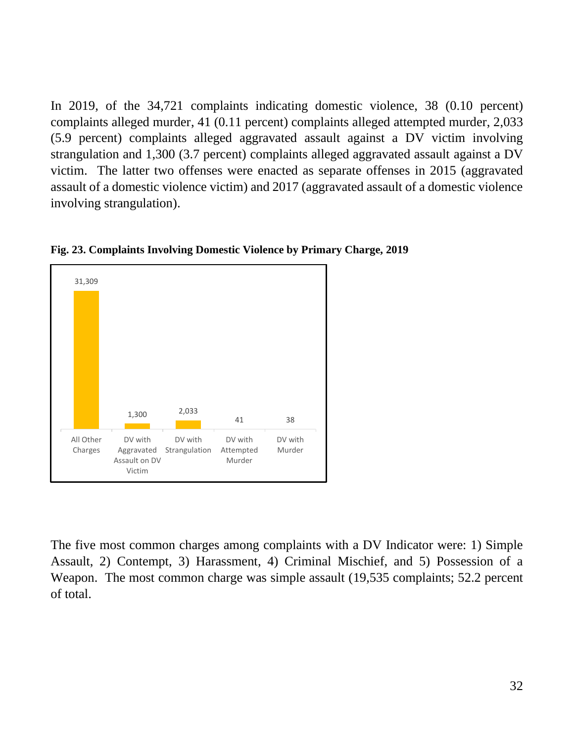In 2019, of the 34,721 complaints indicating domestic violence, 38 (0.10 percent) complaints alleged murder, 41 (0.11 percent) complaints alleged attempted murder, 2,033 (5.9 percent) complaints alleged aggravated assault against a DV victim involving strangulation and 1,300 (3.7 percent) complaints alleged aggravated assault against a DV victim. The latter two offenses were enacted as separate offenses in 2015 (aggravated assault of a domestic violence victim) and 2017 (aggravated assault of a domestic violence involving strangulation).

**Fig. 23. Complaints Involving Domestic Violence by Primary Charge, 2019**

| All Other Charges | DV with Aggravated Assault on DV Victim | DV with Strangulation | DV with Attempted Murder | DV with Murder |
|---|---|---|---|---|
| 31,309 | 1,300 | 2,033 | 41 | 38 |

The five most common charges among complaints with a DV Indicator were: 1) Simple Assault, 2) Contempt, 3) Harassment, 4) Criminal Mischief, and 5) Possession of a Weapon. The most common charge was simple assault (19,535 complaints; 52.2 percent of total.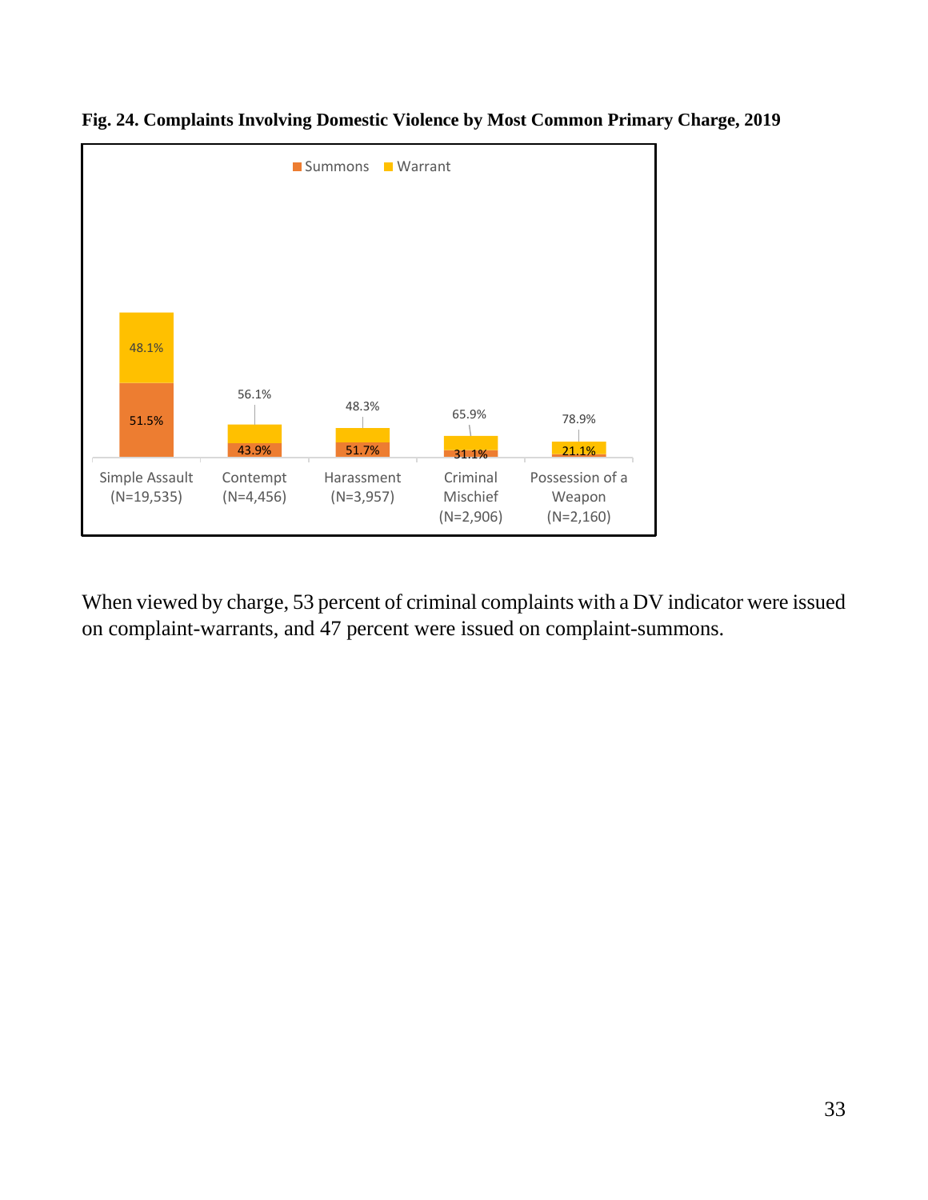**Fig. 24. Complaints Involving Domestic Violence by Most Common Primary Charge, 2019**

| Charge | Summons | Warrant |
| --- | --- | --- |
| Simple Assault (N=19,535) | 51.5% | 48.1% |
| Contempt (N=4,456) | 43.9% | 56.1% |
| Harassment (N=3,957) | 51.7% | 48.3% |
| Criminal Mischief (N=2,906) | 31.1% | 65.9% |
| Possession of a Weapon (N=2,160) | 21.1% | 78.9% |

When viewed by charge, 53 percent of criminal complaints with a DV indicator were issued on complaint-warrants, and 47 percent were issued on complaint-summons.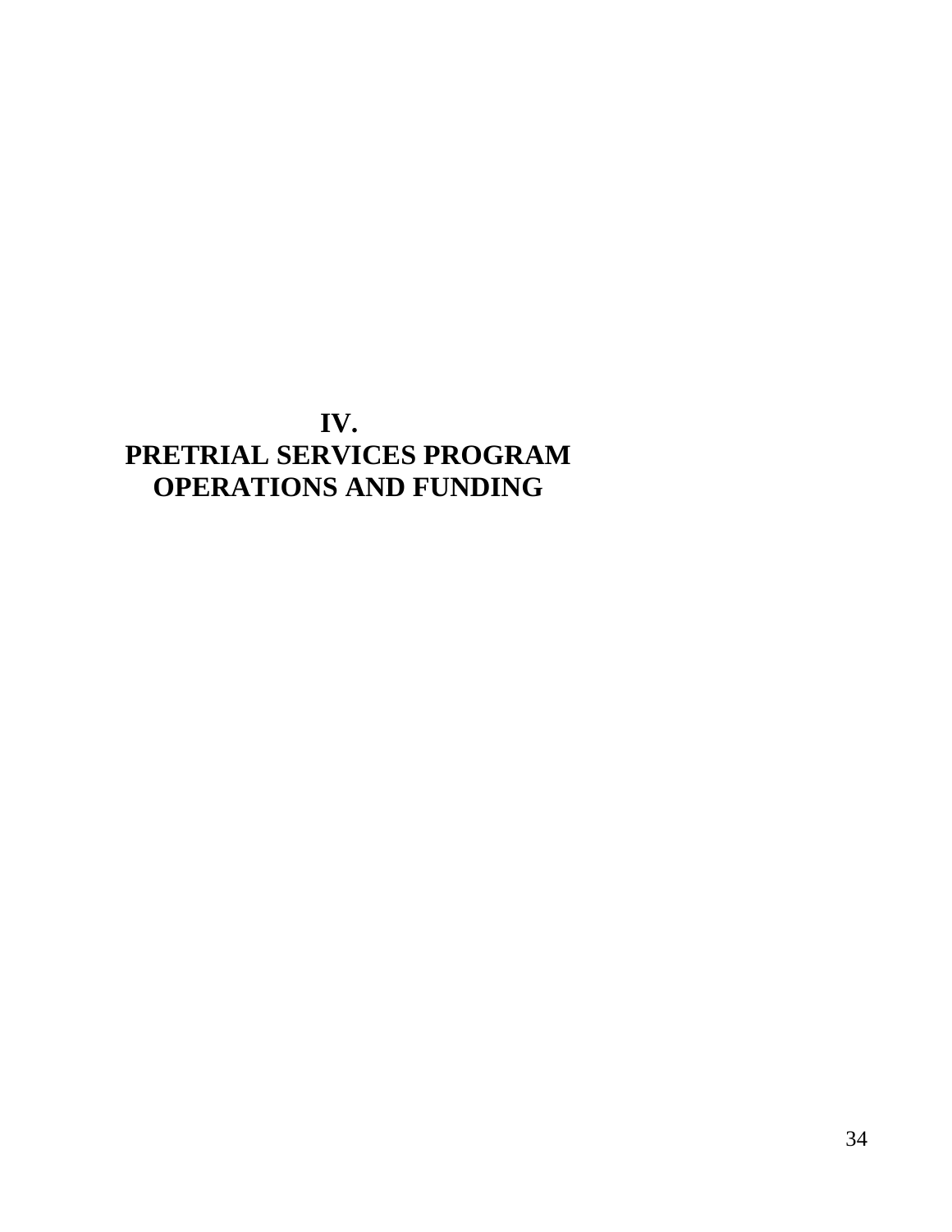# IV.
# PRETRIAL SERVICES PROGRAM OPERATIONS AND FUNDING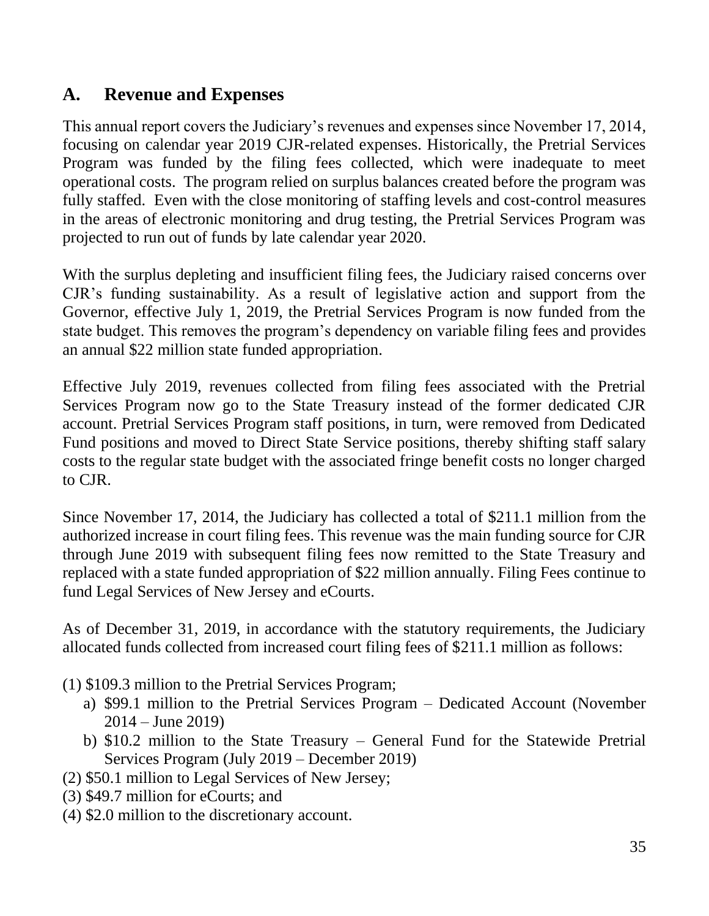## A. Revenue and Expenses

This annual report covers the Judiciary's revenues and expenses since November 17, 2014, focusing on calendar year 2019 CJR-related expenses. Historically, the Pretrial Services Program was funded by the filing fees collected, which were inadequate to meet operational costs. The program relied on surplus balances created before the program was fully staffed. Even with the close monitoring of staffing levels and cost-control measures in the areas of electronic monitoring and drug testing, the Pretrial Services Program was projected to run out of funds by late calendar year 2020.

With the surplus depleting and insufficient filing fees, the Judiciary raised concerns over CJR's funding sustainability. As a result of legislative action and support from the Governor, effective July 1, 2019, the Pretrial Services Program is now funded from the state budget. This removes the program's dependency on variable filing fees and provides an annual $22 million state funded appropriation.

Effective July 2019, revenues collected from filing fees associated with the Pretrial Services Program now go to the State Treasury instead of the former dedicated CJR account. Pretrial Services Program staff positions, in turn, were removed from Dedicated Fund positions and moved to Direct State Service positions, thereby shifting staff salary costs to the regular state budget with the associated fringe benefit costs no longer charged to CJR.

Since November 17, 2014, the Judiciary has collected a total of $211.1 million from the authorized increase in court filing fees. This revenue was the main funding source for CJR through June 2019 with subsequent filing fees now remitted to the State Treasury and replaced with a state funded appropriation of $22 million annually. Filing Fees continue to fund Legal Services of New Jersey and eCourts.

As of December 31, 2019, in accordance with the statutory requirements, the Judiciary allocated funds collected from increased court filing fees of $211.1 million as follows:

(1) $109.3 million to the Pretrial Services Program;
   a) $99.1 million to the Pretrial Services Program – Dedicated Account (November 2014 – June 2019)
   b) $10.2 million to the State Treasury – General Fund for the Statewide Pretrial Services Program (July 2019 – December 2019)

(2) $50.1 million to Legal Services of New Jersey;

(3) $49.7 million for eCourts; and

(4) $2.0 million to the discretionary account.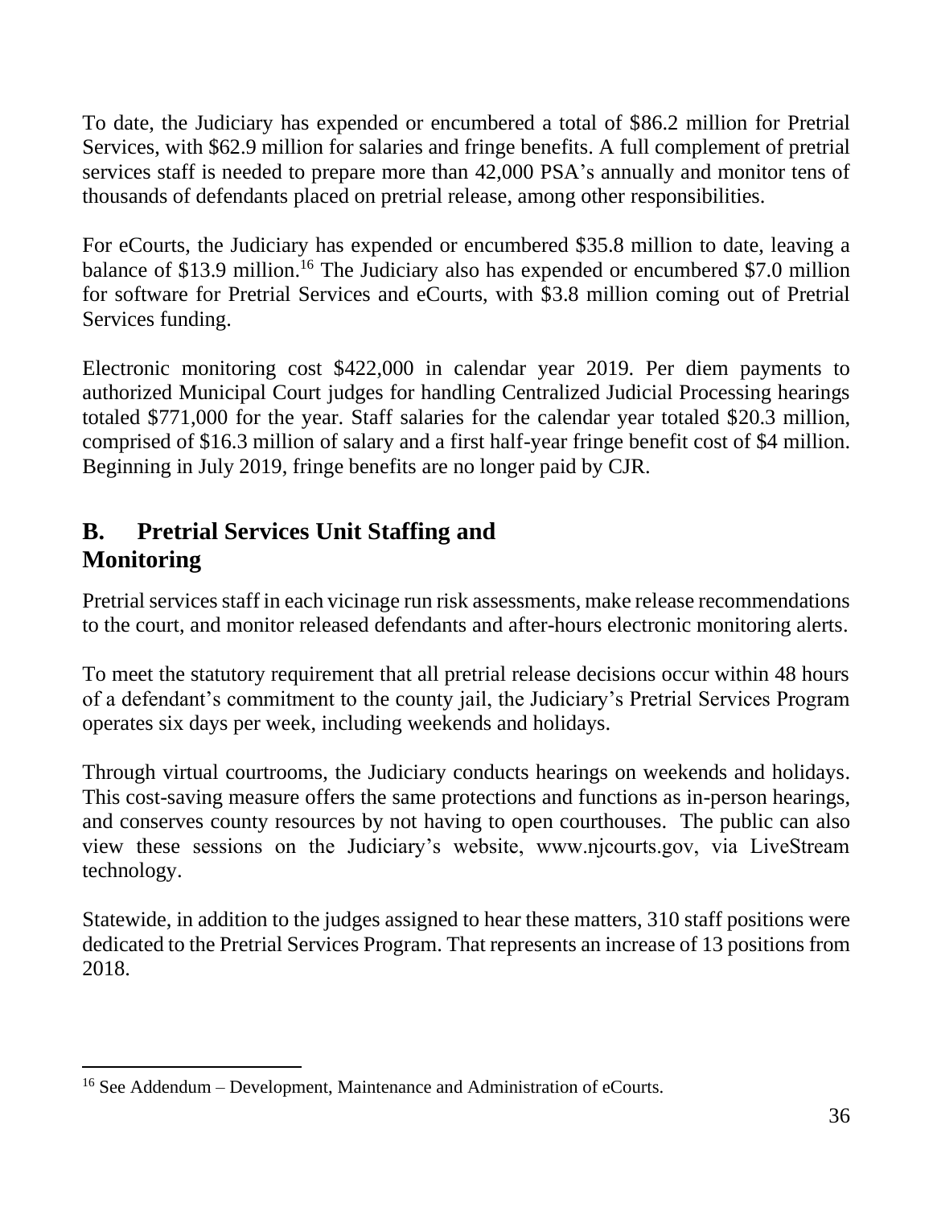To date, the Judiciary has expended or encumbered a total of $86.2 million for Pretrial Services, with $62.9 million for salaries and fringe benefits. A full complement of pretrial services staff is needed to prepare more than 42,000 PSA's annually and monitor tens of thousands of defendants placed on pretrial release, among other responsibilities.

For eCourts, the Judiciary has expended or encumbered $35.8 million to date, leaving a balance of $13.9 million.[16] The Judiciary also has expended or encumbered $7.0 million for software for Pretrial Services and eCourts, with $3.8 million coming out of Pretrial Services funding.

Electronic monitoring cost $422,000 in calendar year 2019. Per diem payments to authorized Municipal Court judges for handling Centralized Judicial Processing hearings totaled $771,000 for the year. Staff salaries for the calendar year totaled $20.3 million, comprised of $16.3 million of salary and a first half-year fringe benefit cost of $4 million. Beginning in July 2019, fringe benefits are no longer paid by CJR.

## B. Pretrial Services Unit Staffing and Monitoring

Pretrial services staff in each vicinage run risk assessments, make release recommendations to the court, and monitor released defendants and after-hours electronic monitoring alerts.

To meet the statutory requirement that all pretrial release decisions occur within 48 hours of a defendant's commitment to the county jail, the Judiciary's Pretrial Services Program operates six days per week, including weekends and holidays.

Through virtual courtrooms, the Judiciary conducts hearings on weekends and holidays. This cost-saving measure offers the same protections and functions as in-person hearings, and conserves county resources by not having to open courthouses. The public can also view these sessions on the Judiciary's website, www.njcourts.gov, via LiveStream technology.

Statewide, in addition to the judges assigned to hear these matters, 310 staff positions were dedicated to the Pretrial Services Program. That represents an increase of 13 positions from 2018.

---

[16] See Addendum – Development, Maintenance and Administration of eCourts.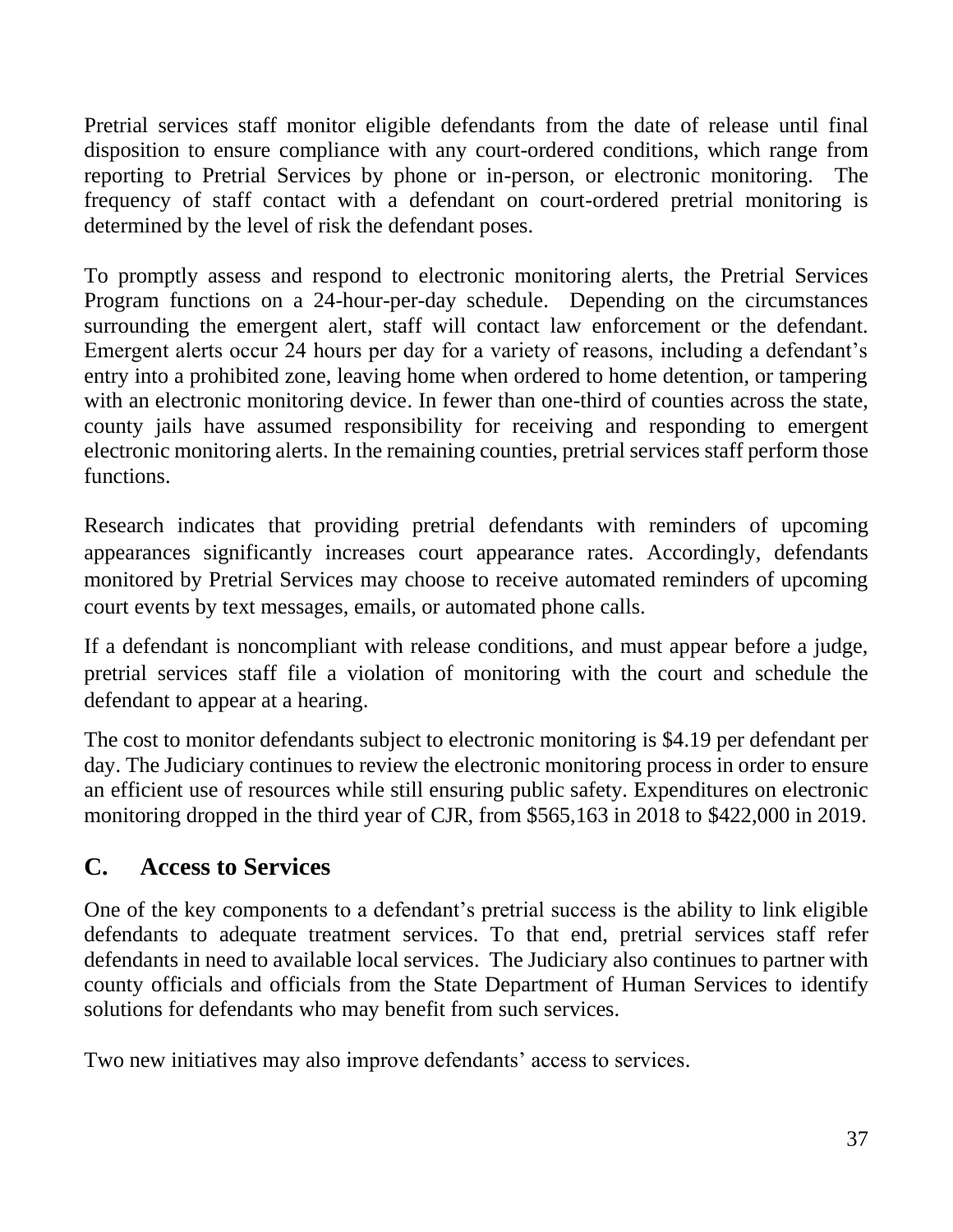Pretrial services staff monitor eligible defendants from the date of release until final disposition to ensure compliance with any court-ordered conditions, which range from reporting to Pretrial Services by phone or in-person, or electronic monitoring. The frequency of staff contact with a defendant on court-ordered pretrial monitoring is determined by the level of risk the defendant poses.

To promptly assess and respond to electronic monitoring alerts, the Pretrial Services Program functions on a 24-hour-per-day schedule. Depending on the circumstances surrounding the emergent alert, staff will contact law enforcement or the defendant. Emergent alerts occur 24 hours per day for a variety of reasons, including a defendant's entry into a prohibited zone, leaving home when ordered to home detention, or tampering with an electronic monitoring device. In fewer than one-third of counties across the state, county jails have assumed responsibility for receiving and responding to emergent electronic monitoring alerts. In the remaining counties, pretrial services staff perform those functions.

Research indicates that providing pretrial defendants with reminders of upcoming appearances significantly increases court appearance rates. Accordingly, defendants monitored by Pretrial Services may choose to receive automated reminders of upcoming court events by text messages, emails, or automated phone calls.

If a defendant is noncompliant with release conditions, and must appear before a judge, pretrial services staff file a violation of monitoring with the court and schedule the defendant to appear at a hearing.

The cost to monitor defendants subject to electronic monitoring is $4.19 per defendant per day. The Judiciary continues to review the electronic monitoring process in order to ensure an efficient use of resources while still ensuring public safety. Expenditures on electronic monitoring dropped in the third year of CJR, from $565,163 in 2018 to $422,000 in 2019.

## C. Access to Services

One of the key components to a defendant's pretrial success is the ability to link eligible defendants to adequate treatment services. To that end, pretrial services staff refer defendants in need to available local services. The Judiciary also continues to partner with county officials and officials from the State Department of Human Services to identify solutions for defendants who may benefit from such services.

Two new initiatives may also improve defendants' access to services.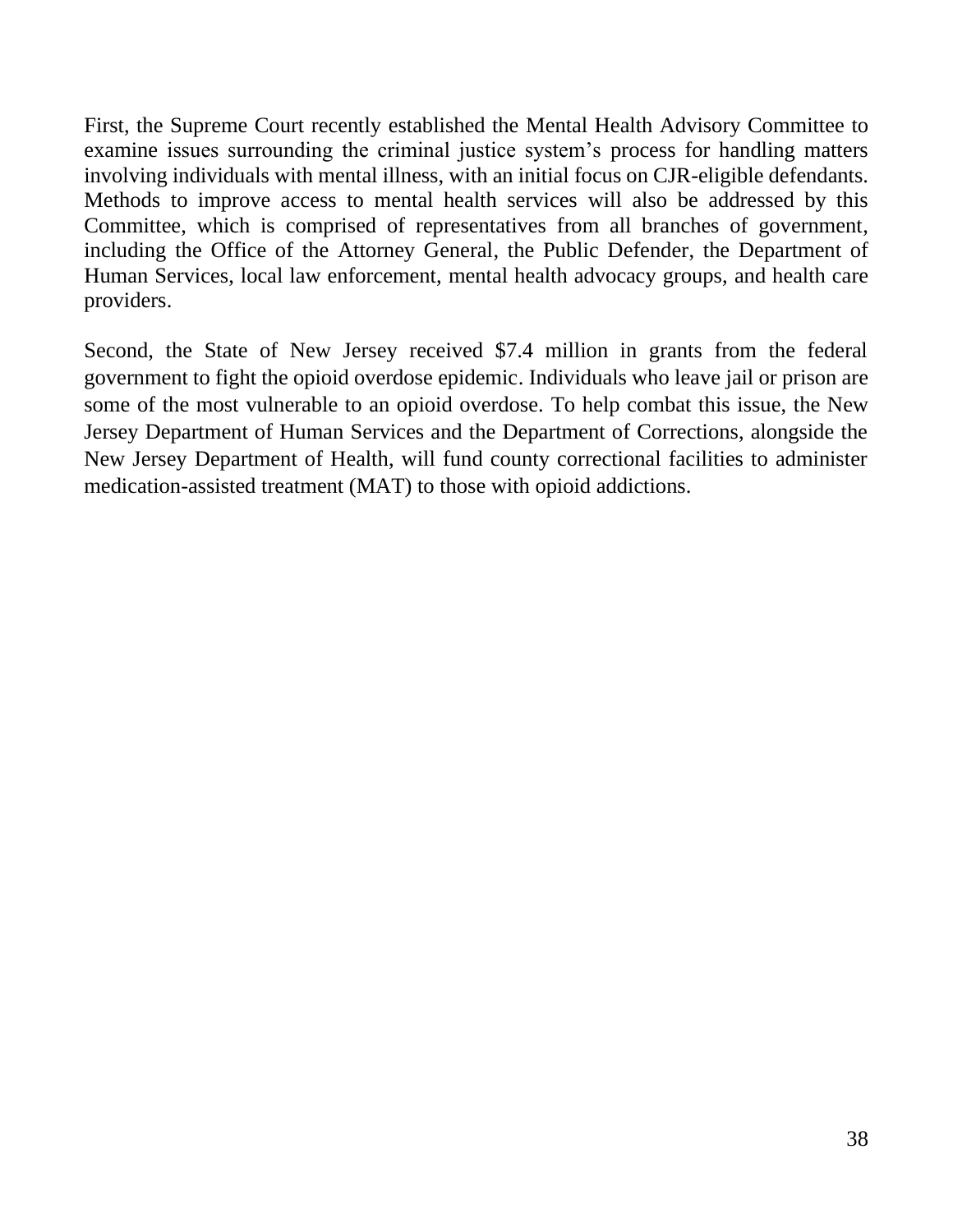First, the Supreme Court recently established the Mental Health Advisory Committee to examine issues surrounding the criminal justice system's process for handling matters involving individuals with mental illness, with an initial focus on CJR-eligible defendants. Methods to improve access to mental health services will also be addressed by this Committee, which is comprised of representatives from all branches of government, including the Office of the Attorney General, the Public Defender, the Department of Human Services, local law enforcement, mental health advocacy groups, and health care providers.

Second, the State of New Jersey received $7.4 million in grants from the federal government to fight the opioid overdose epidemic. Individuals who leave jail or prison are some of the most vulnerable to an opioid overdose. To help combat this issue, the New Jersey Department of Human Services and the Department of Corrections, alongside the New Jersey Department of Health, will fund county correctional facilities to administer medication-assisted treatment (MAT) to those with opioid addictions.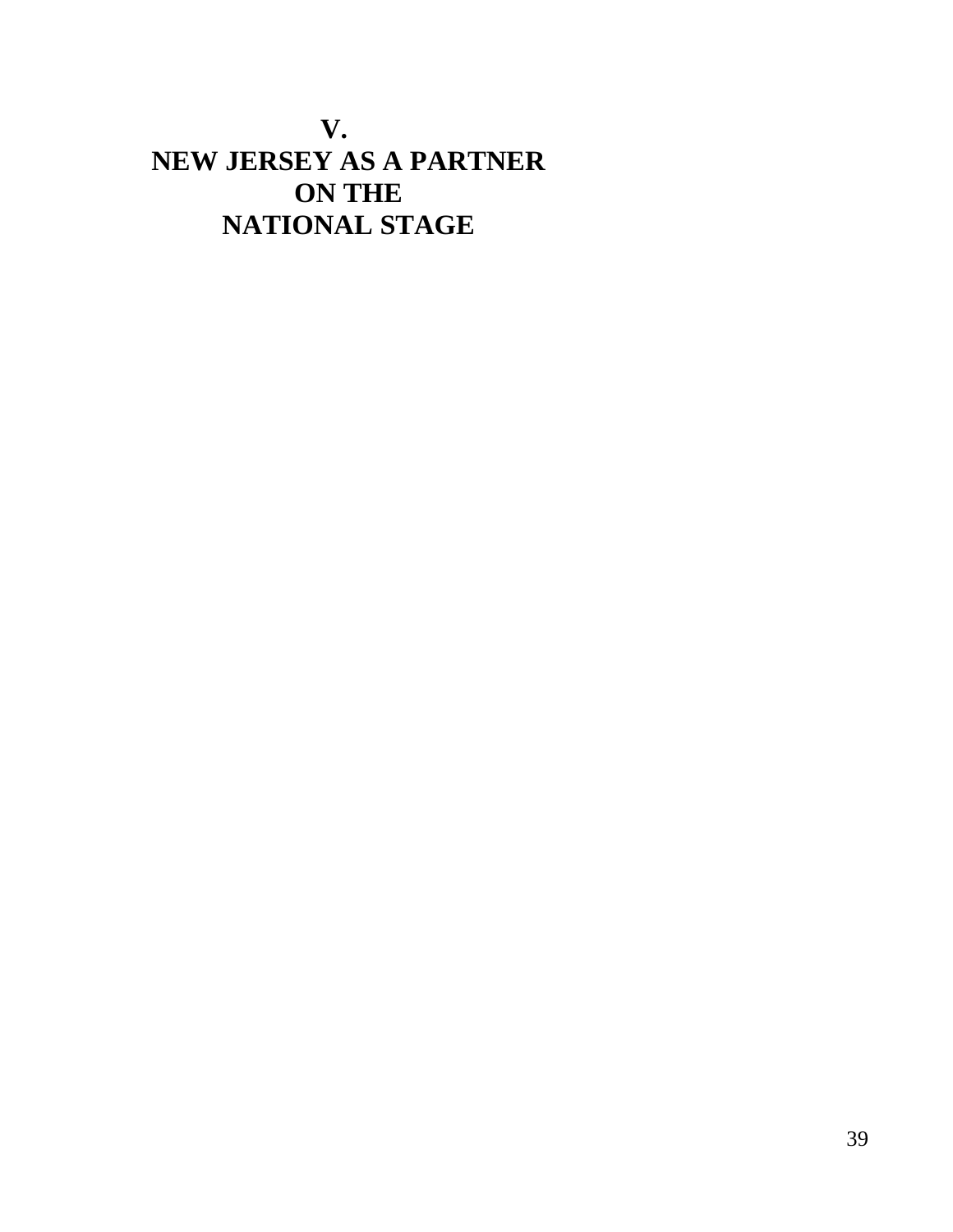# V.
# NEW JERSEY AS A PARTNER ON THE NATIONAL STAGE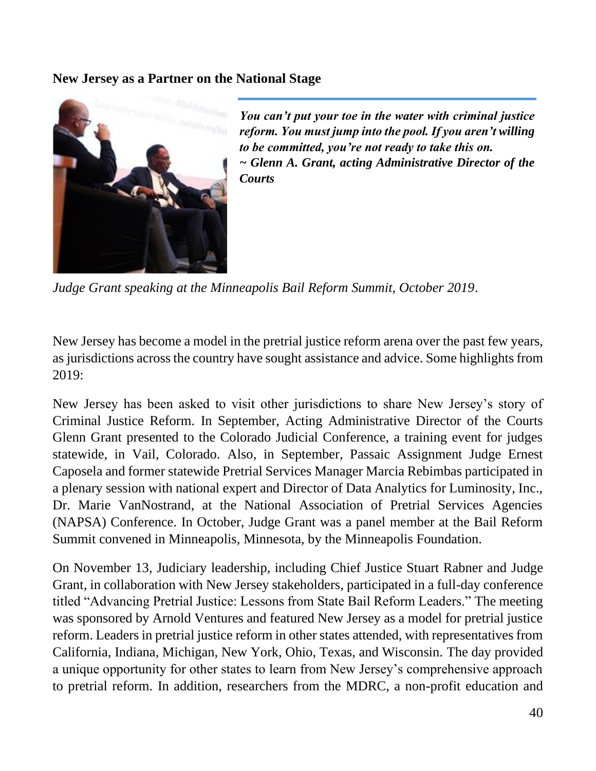**New Jersey as a Partner on the National Stage**

***You can't put your toe in the water with criminal justice reform. You must jump into the pool. If you aren't willing to be committed, you're not ready to take this on.***
***~ Glenn A. Grant, acting Administrative Director of the Courts***

*Judge Grant speaking at the Minneapolis Bail Reform Summit, October 2019.*

New Jersey has become a model in the pretrial justice reform arena over the past few years, as jurisdictions across the country have sought assistance and advice. Some highlights from 2019:

New Jersey has been asked to visit other jurisdictions to share New Jersey's story of Criminal Justice Reform. In September, Acting Administrative Director of the Courts Glenn Grant presented to the Colorado Judicial Conference, a training event for judges statewide, in Vail, Colorado. Also, in September, Passaic Assignment Judge Ernest Caposela and former statewide Pretrial Services Manager Marcia Rebimbas participated in a plenary session with national expert and Director of Data Analytics for Luminosity, Inc., Dr. Marie VanNostrand, at the National Association of Pretrial Services Agencies (NAPSA) Conference. In October, Judge Grant was a panel member at the Bail Reform Summit convened in Minneapolis, Minnesota, by the Minneapolis Foundation.

On November 13, Judiciary leadership, including Chief Justice Stuart Rabner and Judge Grant, in collaboration with New Jersey stakeholders, participated in a full-day conference titled "Advancing Pretrial Justice: Lessons from State Bail Reform Leaders." The meeting was sponsored by Arnold Ventures and featured New Jersey as a model for pretrial justice reform. Leaders in pretrial justice reform in other states attended, with representatives from California, Indiana, Michigan, New York, Ohio, Texas, and Wisconsin. The day provided a unique opportunity for other states to learn from New Jersey's comprehensive approach to pretrial reform. In addition, researchers from the MDRC, a non-profit education and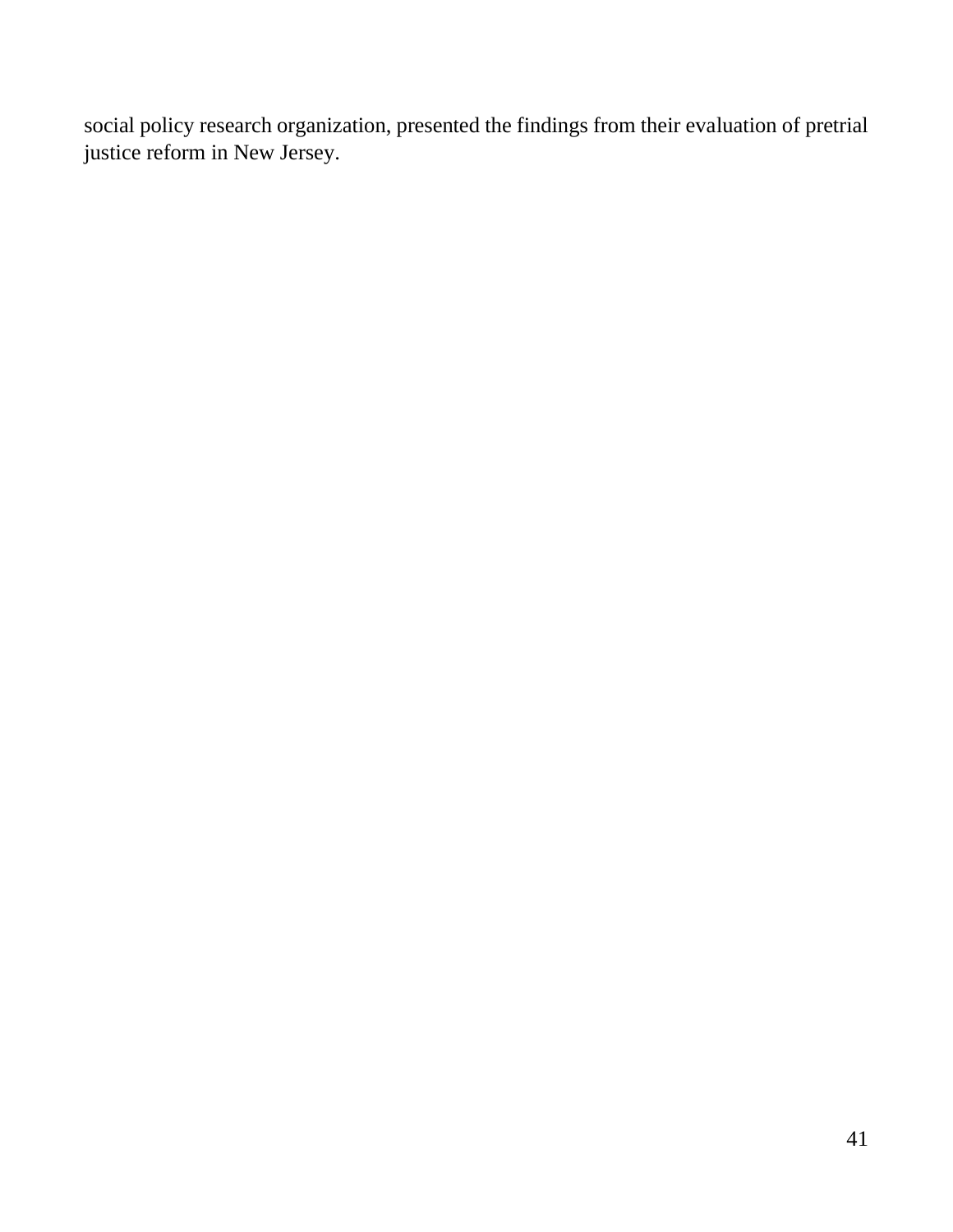social policy research organization, presented the findings from their evaluation of pretrial justice reform in New Jersey.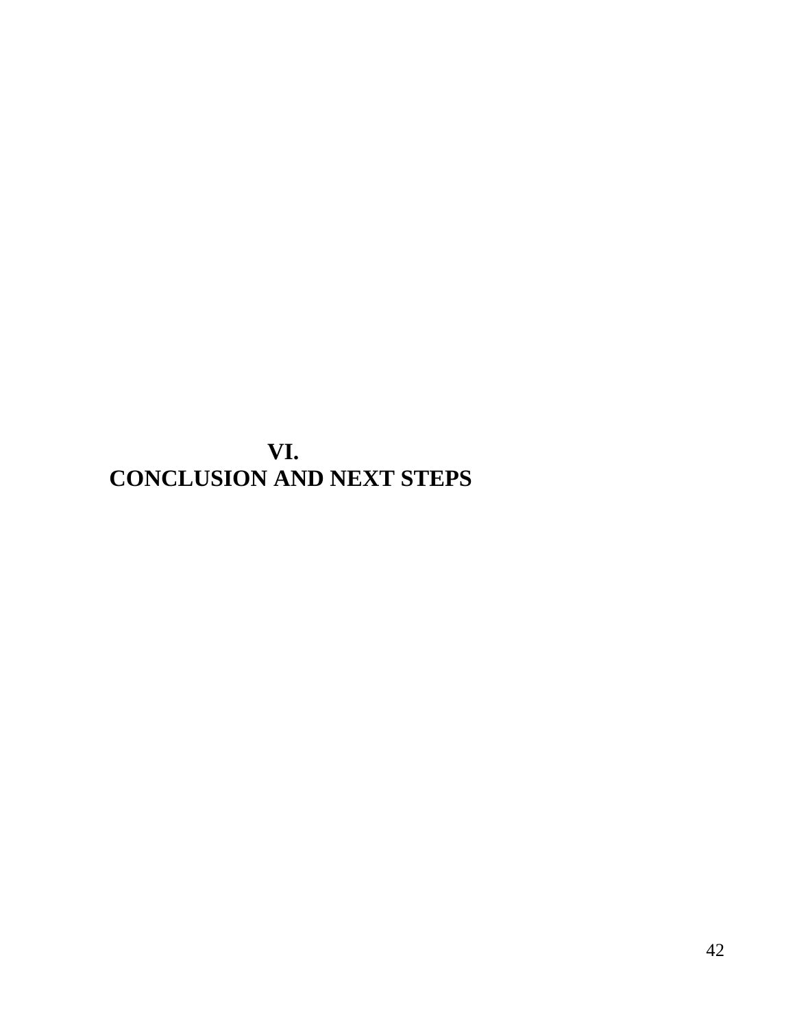# VI.
# CONCLUSION AND NEXT STEPS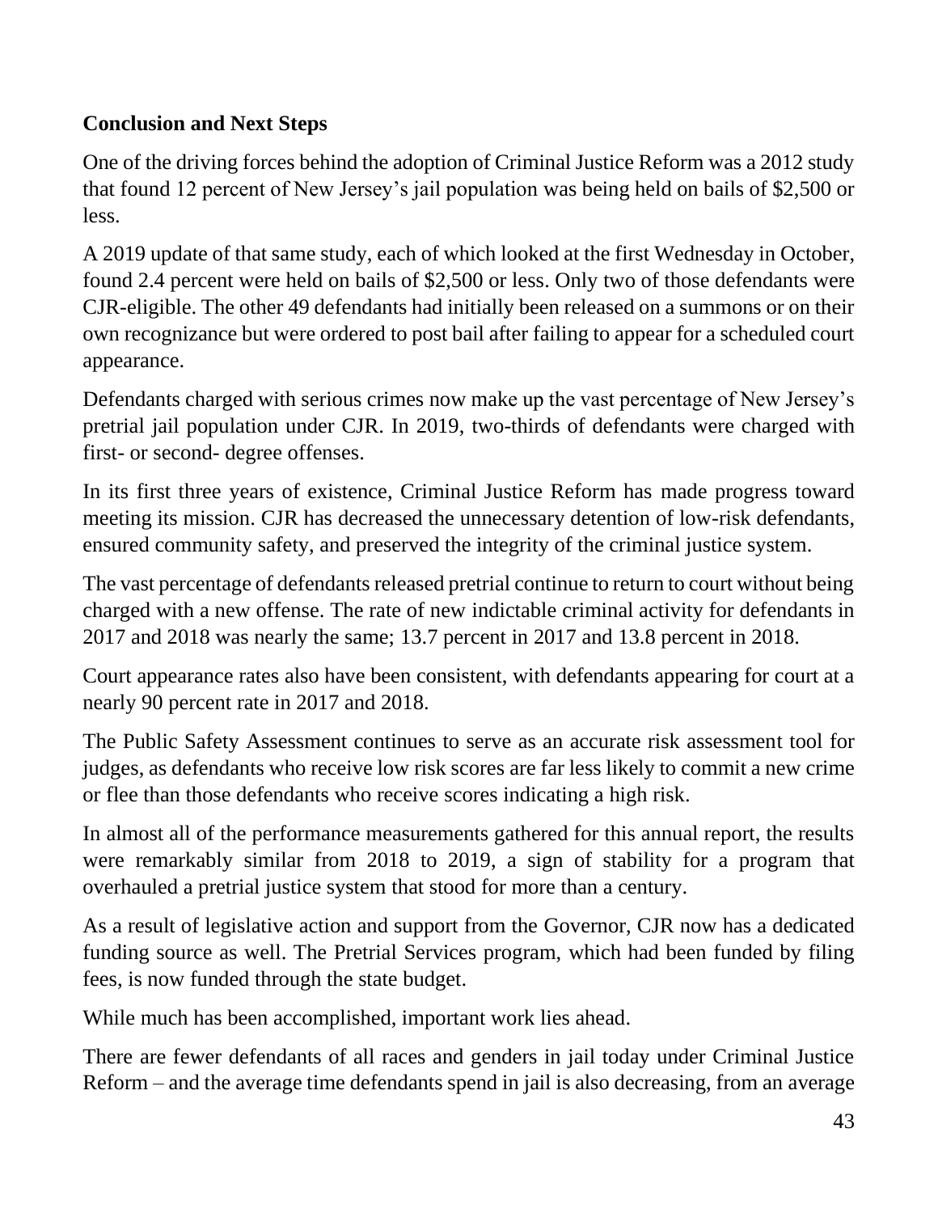## Conclusion and Next Steps

One of the driving forces behind the adoption of Criminal Justice Reform was a 2012 study that found 12 percent of New Jersey's jail population was being held on bails of $2,500 or less.

A 2019 update of that same study, each of which looked at the first Wednesday in October, found 2.4 percent were held on bails of $2,500 or less. Only two of those defendants were CJR-eligible. The other 49 defendants had initially been released on a summons or on their own recognizance but were ordered to post bail after failing to appear for a scheduled court appearance.

Defendants charged with serious crimes now make up the vast percentage of New Jersey's pretrial jail population under CJR. In 2019, two-thirds of defendants were charged with first- or second- degree offenses.

In its first three years of existence, Criminal Justice Reform has made progress toward meeting its mission. CJR has decreased the unnecessary detention of low-risk defendants, ensured community safety, and preserved the integrity of the criminal justice system.

The vast percentage of defendants released pretrial continue to return to court without being charged with a new offense. The rate of new indictable criminal activity for defendants in 2017 and 2018 was nearly the same; 13.7 percent in 2017 and 13.8 percent in 2018.

Court appearance rates also have been consistent, with defendants appearing for court at a nearly 90 percent rate in 2017 and 2018.

The Public Safety Assessment continues to serve as an accurate risk assessment tool for judges, as defendants who receive low risk scores are far less likely to commit a new crime or flee than those defendants who receive scores indicating a high risk.

In almost all of the performance measurements gathered for this annual report, the results were remarkably similar from 2018 to 2019, a sign of stability for a program that overhauled a pretrial justice system that stood for more than a century.

As a result of legislative action and support from the Governor, CJR now has a dedicated funding source as well. The Pretrial Services program, which had been funded by filing fees, is now funded through the state budget.

While much has been accomplished, important work lies ahead.

There are fewer defendants of all races and genders in jail today under Criminal Justice Reform – and the average time defendants spend in jail is also decreasing, from an average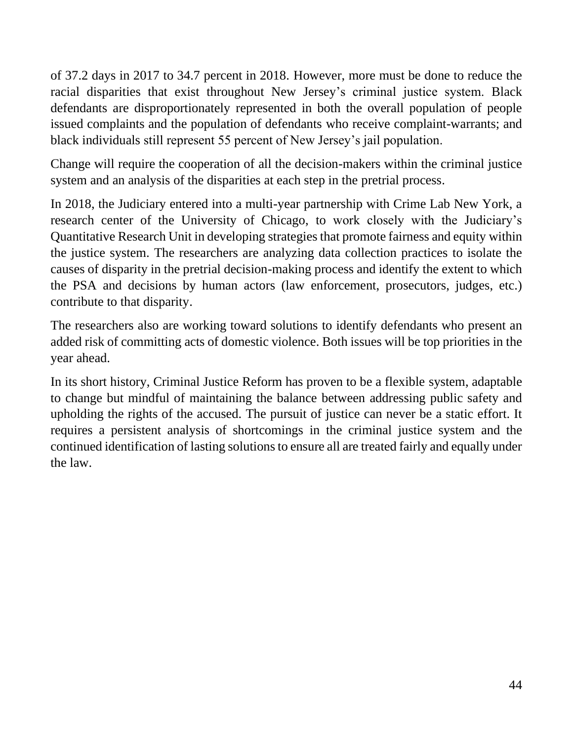of 37.2 days in 2017 to 34.7 percent in 2018. However, more must be done to reduce the racial disparities that exist throughout New Jersey's criminal justice system. Black defendants are disproportionately represented in both the overall population of people issued complaints and the population of defendants who receive complaint-warrants; and black individuals still represent 55 percent of New Jersey's jail population.

Change will require the cooperation of all the decision-makers within the criminal justice system and an analysis of the disparities at each step in the pretrial process.

In 2018, the Judiciary entered into a multi-year partnership with Crime Lab New York, a research center of the University of Chicago, to work closely with the Judiciary's Quantitative Research Unit in developing strategies that promote fairness and equity within the justice system. The researchers are analyzing data collection practices to isolate the causes of disparity in the pretrial decision-making process and identify the extent to which the PSA and decisions by human actors (law enforcement, prosecutors, judges, etc.) contribute to that disparity.

The researchers also are working toward solutions to identify defendants who present an added risk of committing acts of domestic violence. Both issues will be top priorities in the year ahead.

In its short history, Criminal Justice Reform has proven to be a flexible system, adaptable to change but mindful of maintaining the balance between addressing public safety and upholding the rights of the accused. The pursuit of justice can never be a static effort. It requires a persistent analysis of shortcomings in the criminal justice system and the continued identification of lasting solutions to ensure all are treated fairly and equally under the law.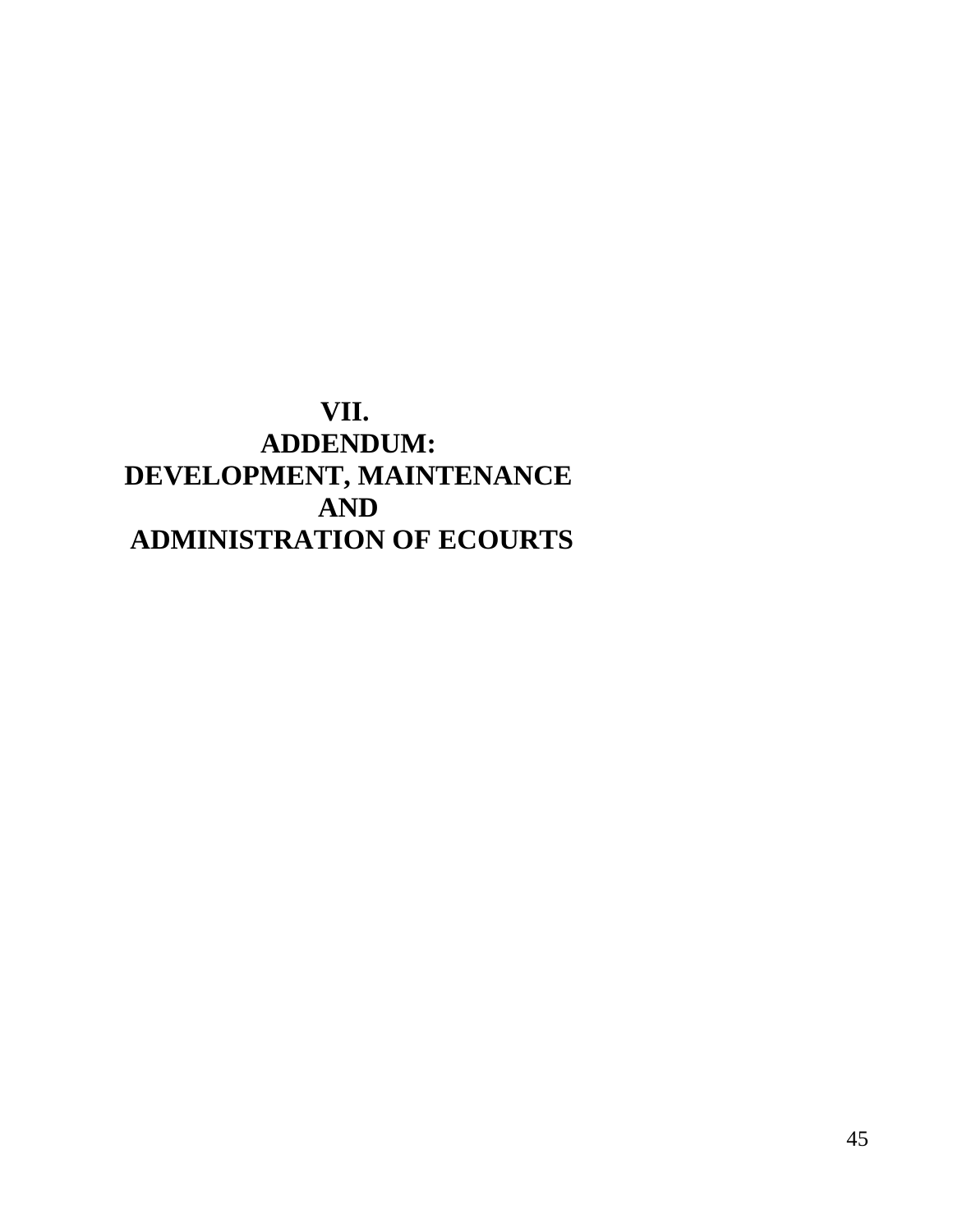# VII.
# ADDENDUM:
# DEVELOPMENT, MAINTENANCE AND ADMINISTRATION OF ECOURTS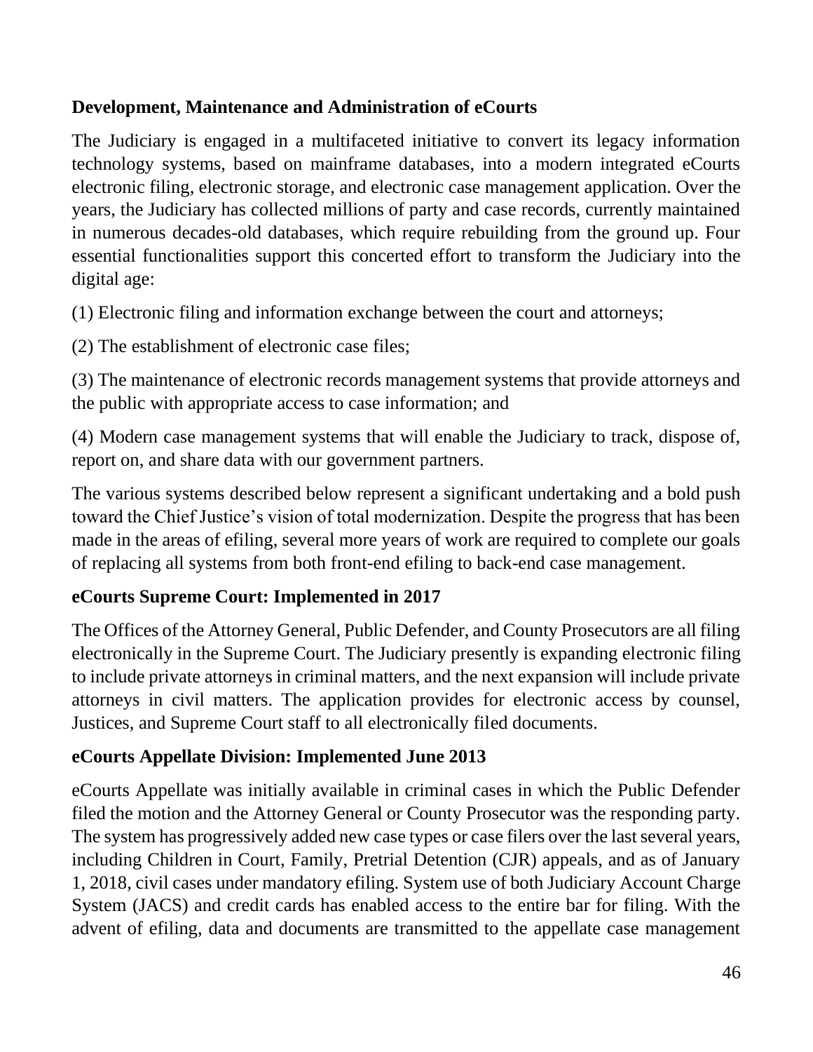### Development, Maintenance and Administration of eCourts

The Judiciary is engaged in a multifaceted initiative to convert its legacy information technology systems, based on mainframe databases, into a modern integrated eCourts electronic filing, electronic storage, and electronic case management application. Over the years, the Judiciary has collected millions of party and case records, currently maintained in numerous decades-old databases, which require rebuilding from the ground up. Four essential functionalities support this concerted effort to transform the Judiciary into the digital age:

(1) Electronic filing and information exchange between the court and attorneys;

(2) The establishment of electronic case files;

(3) The maintenance of electronic records management systems that provide attorneys and the public with appropriate access to case information; and

(4) Modern case management systems that will enable the Judiciary to track, dispose of, report on, and share data with our government partners.

The various systems described below represent a significant undertaking and a bold push toward the Chief Justice's vision of total modernization. Despite the progress that has been made in the areas of efiling, several more years of work are required to complete our goals of replacing all systems from both front-end efiling to back-end case management.

### eCourts Supreme Court: Implemented in 2017

The Offices of the Attorney General, Public Defender, and County Prosecutors are all filing electronically in the Supreme Court. The Judiciary presently is expanding electronic filing to include private attorneys in criminal matters, and the next expansion will include private attorneys in civil matters. The application provides for electronic access by counsel, Justices, and Supreme Court staff to all electronically filed documents.

### eCourts Appellate Division: Implemented June 2013

eCourts Appellate was initially available in criminal cases in which the Public Defender filed the motion and the Attorney General or County Prosecutor was the responding party. The system has progressively added new case types or case filers over the last several years, including Children in Court, Family, Pretrial Detention (CJR) appeals, and as of January 1, 2018, civil cases under mandatory efiling. System use of both Judiciary Account Charge System (JACS) and credit cards has enabled access to the entire bar for filing. With the advent of efiling, data and documents are transmitted to the appellate case management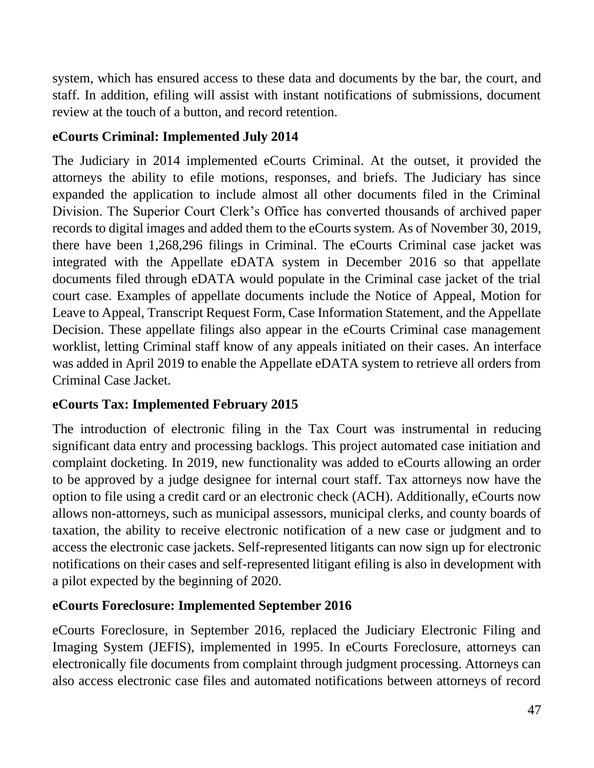system, which has ensured access to these data and documents by the bar, the court, and staff. In addition, efiling will assist with instant notifications of submissions, document review at the touch of a button, and record retention.

**eCourts Criminal: Implemented July 2014**

The Judiciary in 2014 implemented eCourts Criminal. At the outset, it provided the attorneys the ability to efile motions, responses, and briefs. The Judiciary has since expanded the application to include almost all other documents filed in the Criminal Division. The Superior Court Clerk's Office has converted thousands of archived paper records to digital images and added them to the eCourts system. As of November 30, 2019, there have been 1,268,296 filings in Criminal. The eCourts Criminal case jacket was integrated with the Appellate eDATA system in December 2016 so that appellate documents filed through eDATA would populate in the Criminal case jacket of the trial court case. Examples of appellate documents include the Notice of Appeal, Motion for Leave to Appeal, Transcript Request Form, Case Information Statement, and the Appellate Decision. These appellate filings also appear in the eCourts Criminal case management worklist, letting Criminal staff know of any appeals initiated on their cases. An interface was added in April 2019 to enable the Appellate eDATA system to retrieve all orders from Criminal Case Jacket.

**eCourts Tax: Implemented February 2015**

The introduction of electronic filing in the Tax Court was instrumental in reducing significant data entry and processing backlogs. This project automated case initiation and complaint docketing. In 2019, new functionality was added to eCourts allowing an order to be approved by a judge designee for internal court staff. Tax attorneys now have the option to file using a credit card or an electronic check (ACH). Additionally, eCourts now allows non-attorneys, such as municipal assessors, municipal clerks, and county boards of taxation, the ability to receive electronic notification of a new case or judgment and to access the electronic case jackets. Self-represented litigants can now sign up for electronic notifications on their cases and self-represented litigant efiling is also in development with a pilot expected by the beginning of 2020.

**eCourts Foreclosure: Implemented September 2016**

eCourts Foreclosure, in September 2016, replaced the Judiciary Electronic Filing and Imaging System (JEFIS), implemented in 1995. In eCourts Foreclosure, attorneys can electronically file documents from complaint through judgment processing. Attorneys can also access electronic case files and automated notifications between attorneys of record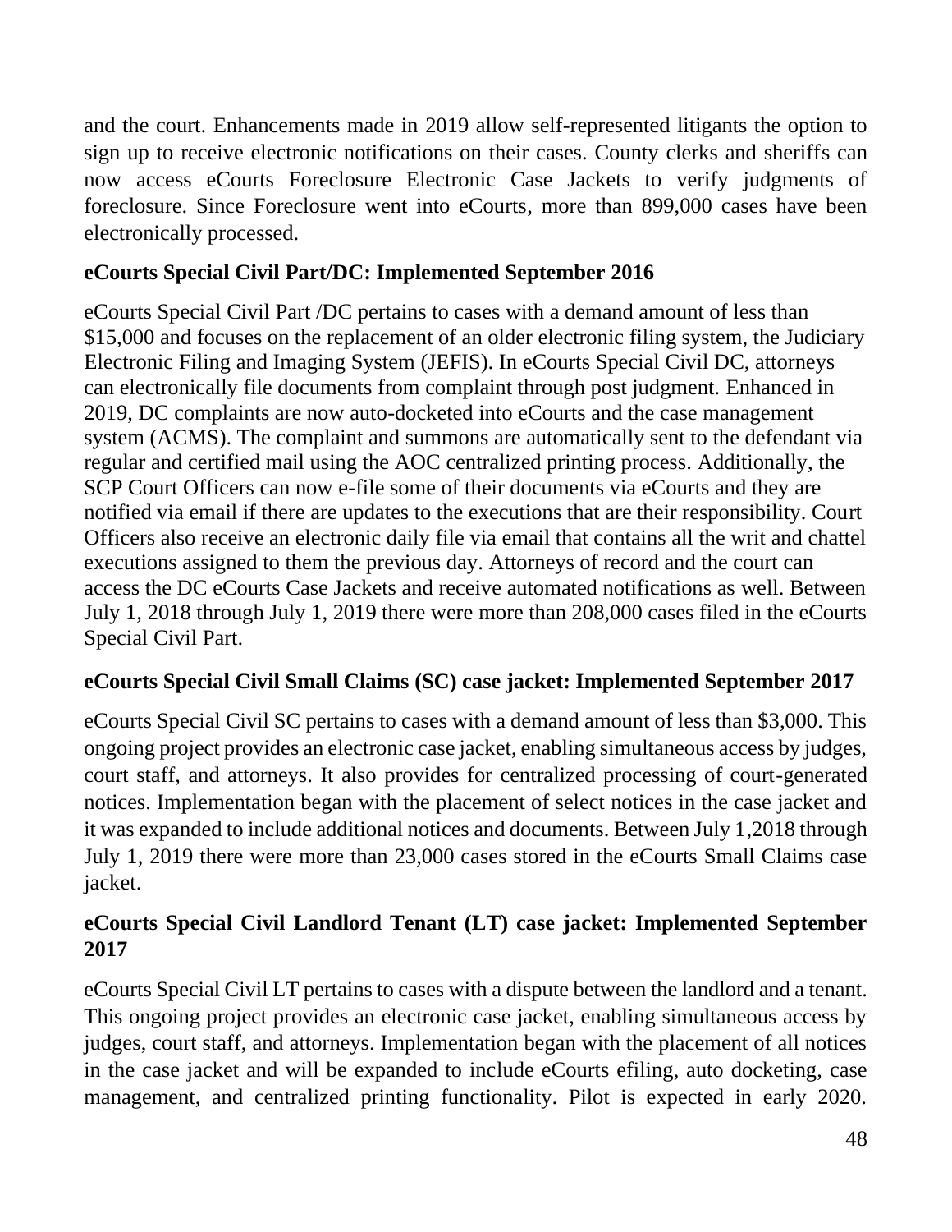and the court. Enhancements made in 2019 allow self-represented litigants the option to sign up to receive electronic notifications on their cases. County clerks and sheriffs can now access eCourts Foreclosure Electronic Case Jackets to verify judgments of foreclosure. Since Foreclosure went into eCourts, more than 899,000 cases have been electronically processed.

**eCourts Special Civil Part/DC: Implemented September 2016**

eCourts Special Civil Part /DC pertains to cases with a demand amount of less than $15,000 and focuses on the replacement of an older electronic filing system, the Judiciary Electronic Filing and Imaging System (JEFIS). In eCourts Special Civil DC, attorneys can electronically file documents from complaint through post judgment. Enhanced in 2019, DC complaints are now auto-docketed into eCourts and the case management system (ACMS). The complaint and summons are automatically sent to the defendant via regular and certified mail using the AOC centralized printing process. Additionally, the SCP Court Officers can now e-file some of their documents via eCourts and they are notified via email if there are updates to the executions that are their responsibility. Court Officers also receive an electronic daily file via email that contains all the writ and chattel executions assigned to them the previous day. Attorneys of record and the court can access the DC eCourts Case Jackets and receive automated notifications as well. Between July 1, 2018 through July 1, 2019 there were more than 208,000 cases filed in the eCourts Special Civil Part.

**eCourts Special Civil Small Claims (SC) case jacket: Implemented September 2017**

eCourts Special Civil SC pertains to cases with a demand amount of less than $3,000. This ongoing project provides an electronic case jacket, enabling simultaneous access by judges, court staff, and attorneys. It also provides for centralized processing of court-generated notices. Implementation began with the placement of select notices in the case jacket and it was expanded to include additional notices and documents. Between July 1,2018 through July 1, 2019 there were more than 23,000 cases stored in the eCourts Small Claims case jacket.

**eCourts Special Civil Landlord Tenant (LT) case jacket: Implemented September 2017**

eCourts Special Civil LT pertains to cases with a dispute between the landlord and a tenant. This ongoing project provides an electronic case jacket, enabling simultaneous access by judges, court staff, and attorneys. Implementation began with the placement of all notices in the case jacket and will be expanded to include eCourts efiling, auto docketing, case management, and centralized printing functionality. Pilot is expected in early 2020.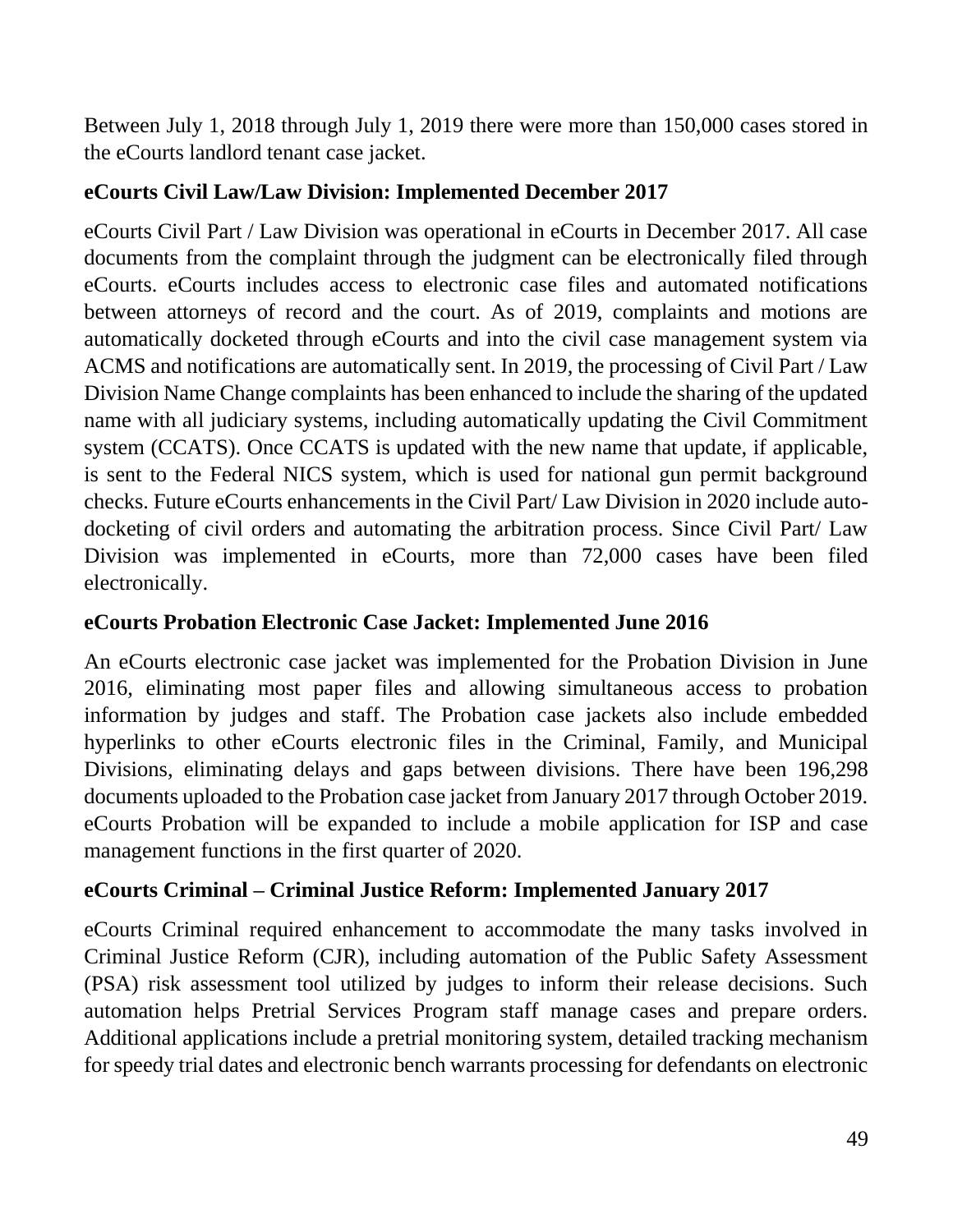Between July 1, 2018 through July 1, 2019 there were more than 150,000 cases stored in the eCourts landlord tenant case jacket.

**eCourts Civil Law/Law Division: Implemented December 2017**

eCourts Civil Part / Law Division was operational in eCourts in December 2017. All case documents from the complaint through the judgment can be electronically filed through eCourts. eCourts includes access to electronic case files and automated notifications between attorneys of record and the court. As of 2019, complaints and motions are automatically docketed through eCourts and into the civil case management system via ACMS and notifications are automatically sent. In 2019, the processing of Civil Part / Law Division Name Change complaints has been enhanced to include the sharing of the updated name with all judiciary systems, including automatically updating the Civil Commitment system (CCATS). Once CCATS is updated with the new name that update, if applicable, is sent to the Federal NICS system, which is used for national gun permit background checks. Future eCourts enhancements in the Civil Part/ Law Division in 2020 include auto-docketing of civil orders and automating the arbitration process. Since Civil Part/ Law Division was implemented in eCourts, more than 72,000 cases have been filed electronically.

**eCourts Probation Electronic Case Jacket: Implemented June 2016**

An eCourts electronic case jacket was implemented for the Probation Division in June 2016, eliminating most paper files and allowing simultaneous access to probation information by judges and staff. The Probation case jackets also include embedded hyperlinks to other eCourts electronic files in the Criminal, Family, and Municipal Divisions, eliminating delays and gaps between divisions. There have been 196,298 documents uploaded to the Probation case jacket from January 2017 through October 2019. eCourts Probation will be expanded to include a mobile application for ISP and case management functions in the first quarter of 2020.

**eCourts Criminal – Criminal Justice Reform: Implemented January 2017**

eCourts Criminal required enhancement to accommodate the many tasks involved in Criminal Justice Reform (CJR), including automation of the Public Safety Assessment (PSA) risk assessment tool utilized by judges to inform their release decisions. Such automation helps Pretrial Services Program staff manage cases and prepare orders. Additional applications include a pretrial monitoring system, detailed tracking mechanism for speedy trial dates and electronic bench warrants processing for defendants on electronic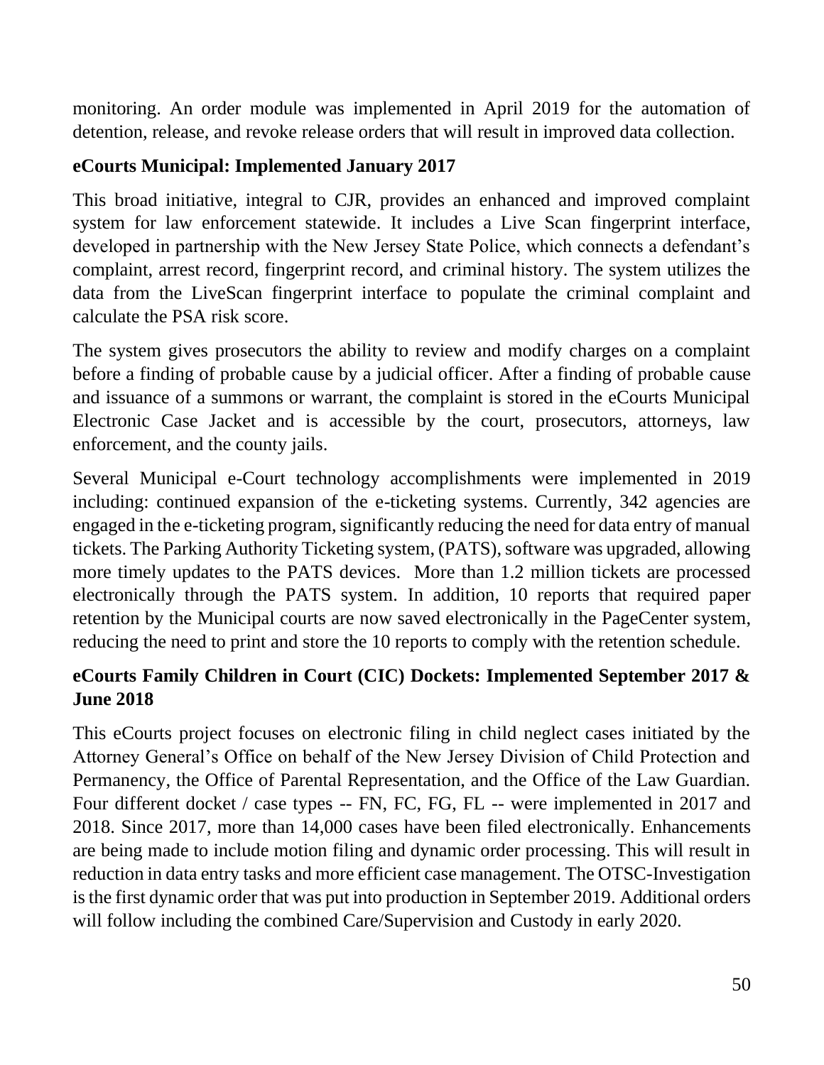monitoring. An order module was implemented in April 2019 for the automation of detention, release, and revoke release orders that will result in improved data collection.

**eCourts Municipal: Implemented January 2017**

This broad initiative, integral to CJR, provides an enhanced and improved complaint system for law enforcement statewide. It includes a Live Scan fingerprint interface, developed in partnership with the New Jersey State Police, which connects a defendant's complaint, arrest record, fingerprint record, and criminal history. The system utilizes the data from the LiveScan fingerprint interface to populate the criminal complaint and calculate the PSA risk score.

The system gives prosecutors the ability to review and modify charges on a complaint before a finding of probable cause by a judicial officer. After a finding of probable cause and issuance of a summons or warrant, the complaint is stored in the eCourts Municipal Electronic Case Jacket and is accessible by the court, prosecutors, attorneys, law enforcement, and the county jails.

Several Municipal e-Court technology accomplishments were implemented in 2019 including: continued expansion of the e-ticketing systems. Currently, 342 agencies are engaged in the e-ticketing program, significantly reducing the need for data entry of manual tickets. The Parking Authority Ticketing system, (PATS), software was upgraded, allowing more timely updates to the PATS devices. More than 1.2 million tickets are processed electronically through the PATS system. In addition, 10 reports that required paper retention by the Municipal courts are now saved electronically in the PageCenter system, reducing the need to print and store the 10 reports to comply with the retention schedule.

**eCourts Family Children in Court (CIC) Dockets: Implemented September 2017 & June 2018**

This eCourts project focuses on electronic filing in child neglect cases initiated by the Attorney General's Office on behalf of the New Jersey Division of Child Protection and Permanency, the Office of Parental Representation, and the Office of the Law Guardian. Four different docket / case types -- FN, FC, FG, FL -- were implemented in 2017 and 2018. Since 2017, more than 14,000 cases have been filed electronically. Enhancements are being made to include motion filing and dynamic order processing. This will result in reduction in data entry tasks and more efficient case management. The OTSC-Investigation is the first dynamic order that was put into production in September 2019. Additional orders will follow including the combined Care/Supervision and Custody in early 2020.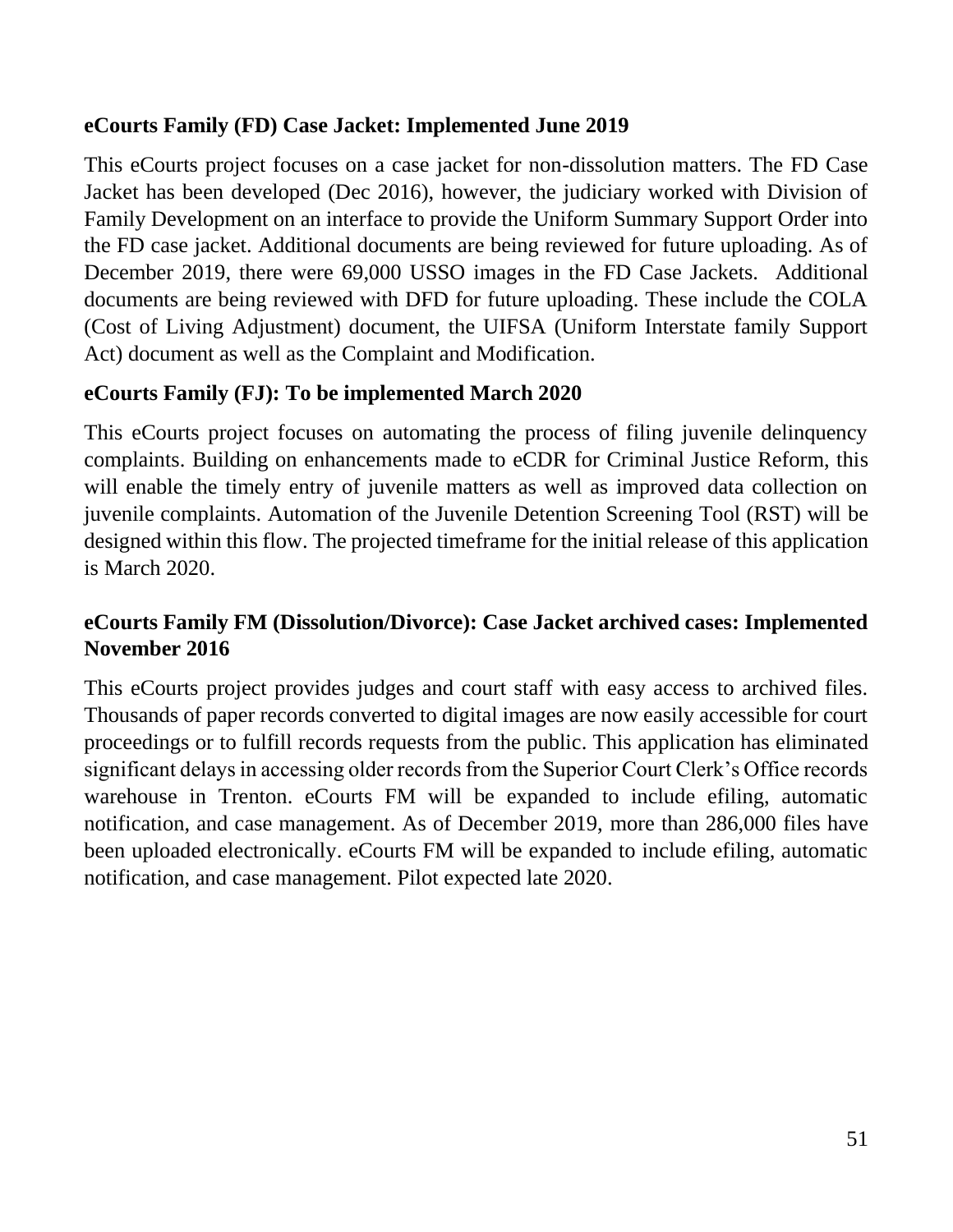**eCourts Family (FD) Case Jacket: Implemented June 2019**

This eCourts project focuses on a case jacket for non-dissolution matters. The FD Case Jacket has been developed (Dec 2016), however, the judiciary worked with Division of Family Development on an interface to provide the Uniform Summary Support Order into the FD case jacket. Additional documents are being reviewed for future uploading. As of December 2019, there were 69,000 USSO images in the FD Case Jackets. Additional documents are being reviewed with DFD for future uploading. These include the COLA (Cost of Living Adjustment) document, the UIFSA (Uniform Interstate family Support Act) document as well as the Complaint and Modification.

**eCourts Family (FJ): To be implemented March 2020**

This eCourts project focuses on automating the process of filing juvenile delinquency complaints. Building on enhancements made to eCDR for Criminal Justice Reform, this will enable the timely entry of juvenile matters as well as improved data collection on juvenile complaints. Automation of the Juvenile Detention Screening Tool (RST) will be designed within this flow. The projected timeframe for the initial release of this application is March 2020.

**eCourts Family FM (Dissolution/Divorce): Case Jacket archived cases: Implemented November 2016**

This eCourts project provides judges and court staff with easy access to archived files. Thousands of paper records converted to digital images are now easily accessible for court proceedings or to fulfill records requests from the public. This application has eliminated significant delays in accessing older records from the Superior Court Clerk's Office records warehouse in Trenton. eCourts FM will be expanded to include efiling, automatic notification, and case management. As of December 2019, more than 286,000 files have been uploaded electronically. eCourts FM will be expanded to include efiling, automatic notification, and case management. Pilot expected late 2020.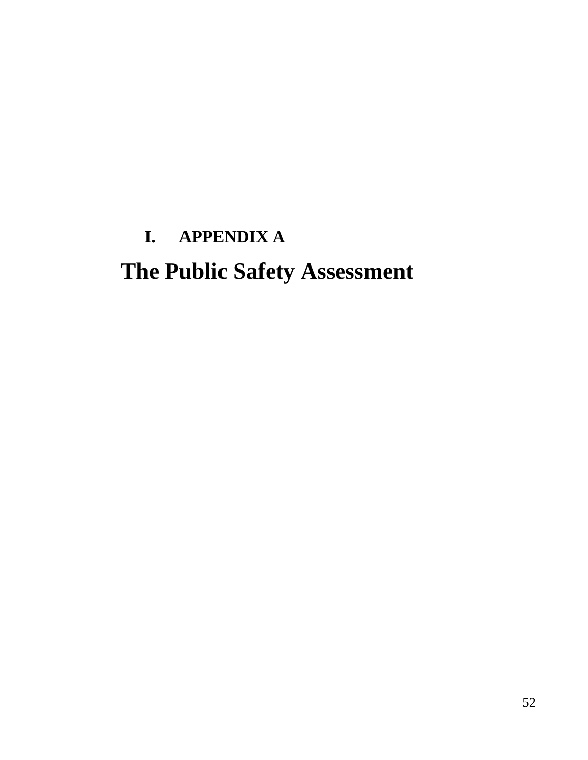# I. APPENDIX A

# The Public Safety Assessment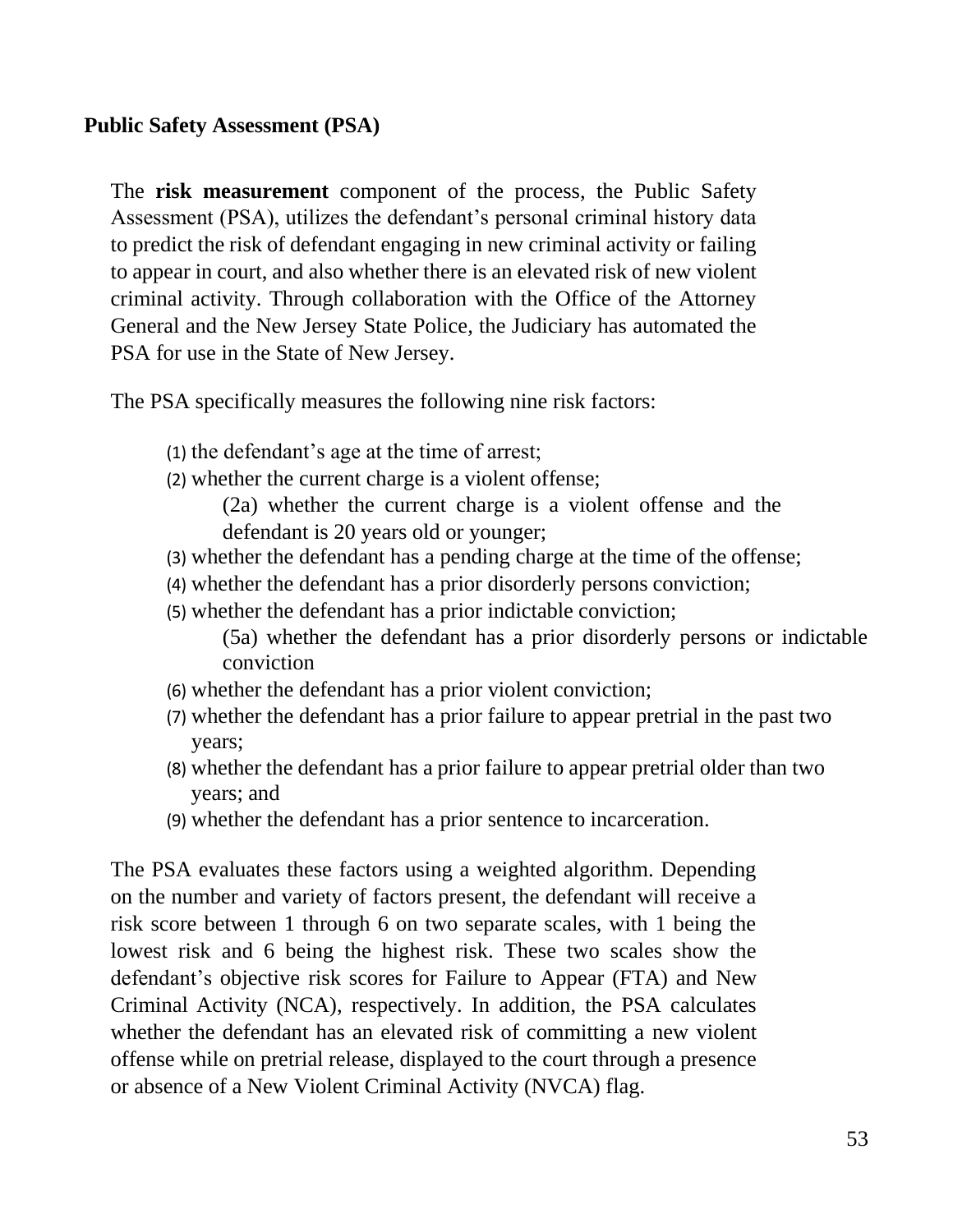## Public Safety Assessment (PSA)

The **risk measurement** component of the process, the Public Safety Assessment (PSA), utilizes the defendant's personal criminal history data to predict the risk of defendant engaging in new criminal activity or failing to appear in court, and also whether there is an elevated risk of new violent criminal activity. Through collaboration with the Office of the Attorney General and the New Jersey State Police, the Judiciary has automated the PSA for use in the State of New Jersey.

The PSA specifically measures the following nine risk factors:

(1) the defendant's age at the time of arrest;
(2) whether the current charge is a violent offense;
  (2a) whether the current charge is a violent offense and the defendant is 20 years old or younger;
(3) whether the defendant has a pending charge at the time of the offense;
(4) whether the defendant has a prior disorderly persons conviction;
(5) whether the defendant has a prior indictable conviction;
  (5a) whether the defendant has a prior disorderly persons or indictable conviction
(6) whether the defendant has a prior violent conviction;
(7) whether the defendant has a prior failure to appear pretrial in the past two years;
(8) whether the defendant has a prior failure to appear pretrial older than two years; and
(9) whether the defendant has a prior sentence to incarceration.

The PSA evaluates these factors using a weighted algorithm. Depending on the number and variety of factors present, the defendant will receive a risk score between 1 through 6 on two separate scales, with 1 being the lowest risk and 6 being the highest risk. These two scales show the defendant's objective risk scores for Failure to Appear (FTA) and New Criminal Activity (NCA), respectively. In addition, the PSA calculates whether the defendant has an elevated risk of committing a new violent offense while on pretrial release, displayed to the court through a presence or absence of a New Violent Criminal Activity (NVCA) flag.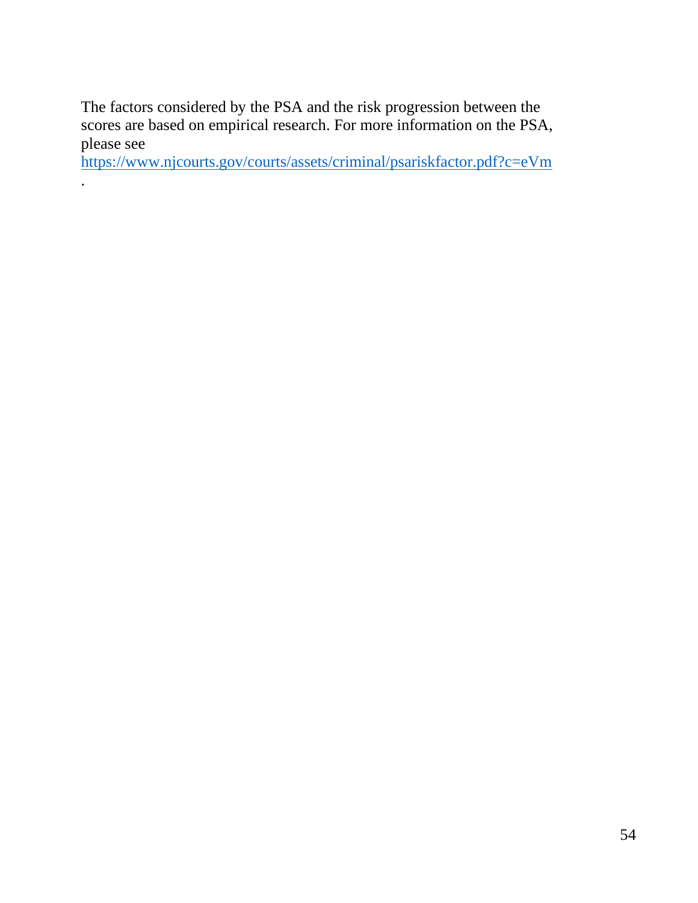The factors considered by the PSA and the risk progression between the scores are based on empirical research. For more information on the PSA, please see https://www.njcourts.gov/courts/assets/criminal/psariskfactor.pdf?c=eVm
.